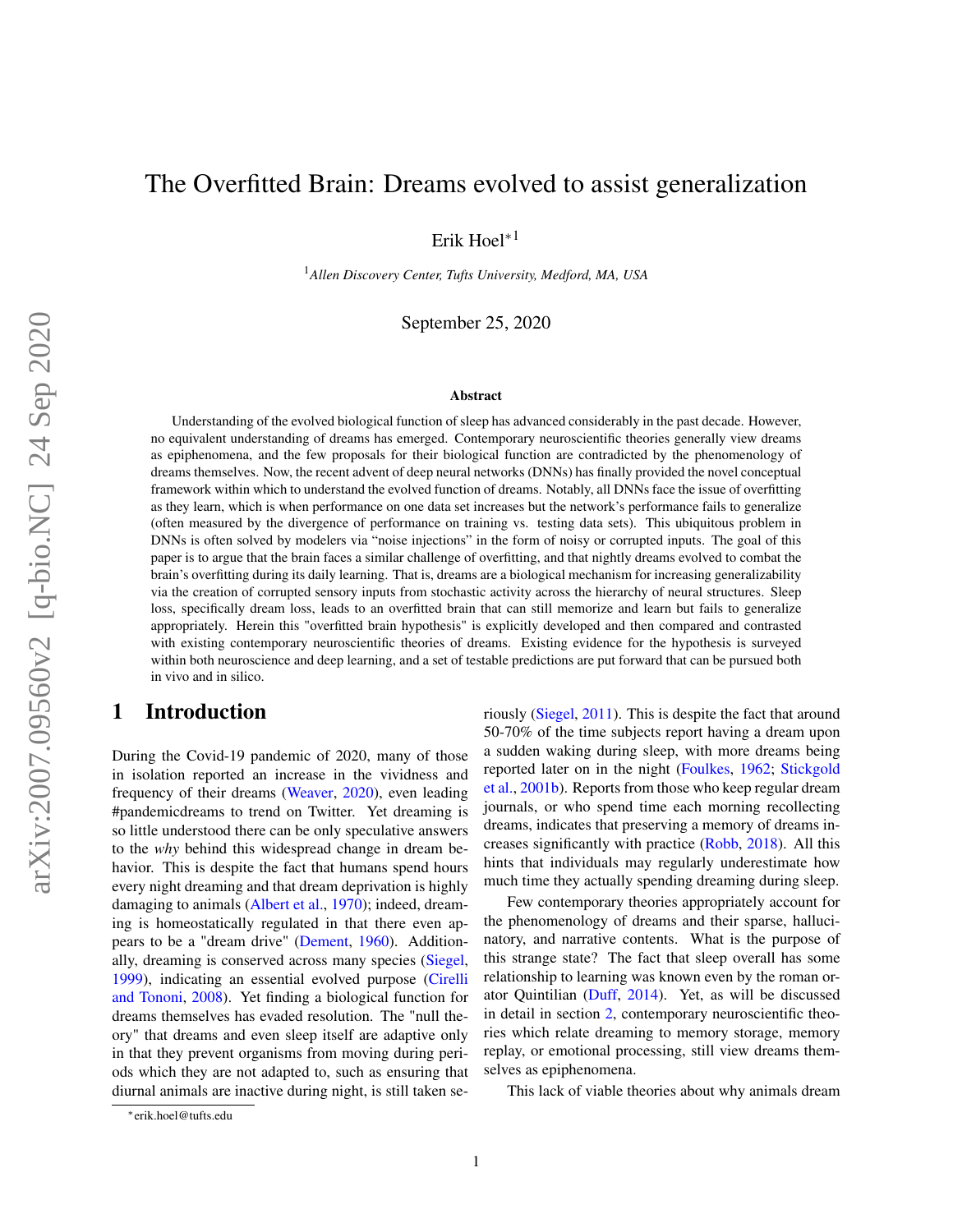# The Overfitted Brain: Dreams evolved to assist generalization

Erik Hoel*[1]

[1]*Allen Discovery Center, Tufts University, Medford, MA, USA*

September 25, 2020

### Abstract

Understanding of the evolved biological function of sleep has advanced considerably in the past decade. However, no equivalent understanding of dreams has emerged. Contemporary neuroscientific theories generally view dreams as epiphenomena, and the few proposals for their biological function are contradicted by the phenomenology of dreams themselves. Now, the recent advent of deep neural networks (DNNs) has finally provided the novel conceptual framework within which to understand the evolved function of dreams. Notably, all DNNs face the issue of overfitting as they learn, which is when performance on one data set increases but the network's performance fails to generalize (often measured by the divergence of performance on training vs. testing data sets). This ubiquitous problem in DNNs is often solved by modelers via "noise injections" in the form of noisy or corrupted inputs. The goal of this paper is to argue that the brain faces a similar challenge of overfitting, and that nightly dreams evolved to combat the brain's overfitting during its daily learning. That is, dreams are a biological mechanism for increasing generalizability via the creation of corrupted sensory inputs from stochastic activity across the hierarchy of neural structures. Sleep loss, specifically dream loss, leads to an overfitted brain that can still memorize and learn but fails to generalize appropriately. Herein this "overfitted brain hypothesis" is explicitly developed and then compared and contrasted with existing contemporary neuroscientific theories of dreams. Existing evidence for the hypothesis is surveyed within both neuroscience and deep learning, and a set of testable predictions are put forward that can be pursued both in vivo and in silico.

## 1 Introduction

During the Covid-19 pandemic of 2020, many of those in isolation reported an increase in the vividness and frequency of their dreams (Weaver, 2020), even leading #pandemicdreams to trend on Twitter. Yet dreaming is so little understood there can be only speculative answers to the *why* behind this widespread change in dream behavior. This is despite the fact that humans spend hours every night dreaming and that dream deprivation is highly damaging to animals (Albert et al., 1970); indeed, dreaming is homeostatically regulated in that there even appears to be a "dream drive" (Dement, 1960). Additionally, dreaming is conserved across many species (Siegel, 1999), indicating an essential evolved purpose (Cirelli and Tononi, 2008). Yet finding a biological function for dreams themselves has evaded resolution. The "null theory" that dreams and even sleep itself are adaptive only in that they prevent organisms from moving during periods which they are not adapted to, such as ensuring that diurnal animals are inactive during night, is still taken seriously (Siegel, 2011). This is despite the fact that around 50-70% of the time subjects report having a dream upon a sudden waking during sleep, with more dreams being reported later on in the night (Foulkes, 1962; Stickgold et al., 2001b). Reports from those who keep regular dream journals, or who spend time each morning recollecting dreams, indicates that preserving a memory of dreams increases significantly with practice (Robb, 2018). All this hints that individuals may regularly underestimate how much time they actually spending dreaming during sleep.

Few contemporary theories appropriately account for the phenomenology of dreams and their sparse, hallucinatory, and narrative contents. What is the purpose of this strange state? The fact that sleep overall has some relationship to learning was known even by the roman orator Quintilian (Duff, 2014). Yet, as will be discussed in detail in section 2, contemporary neuroscientific theories which relate dreaming to memory storage, memory replay, or emotional processing, still view dreams themselves as epiphenomena.

This lack of viable theories about why animals dream

*erik.hoel@tufts.edu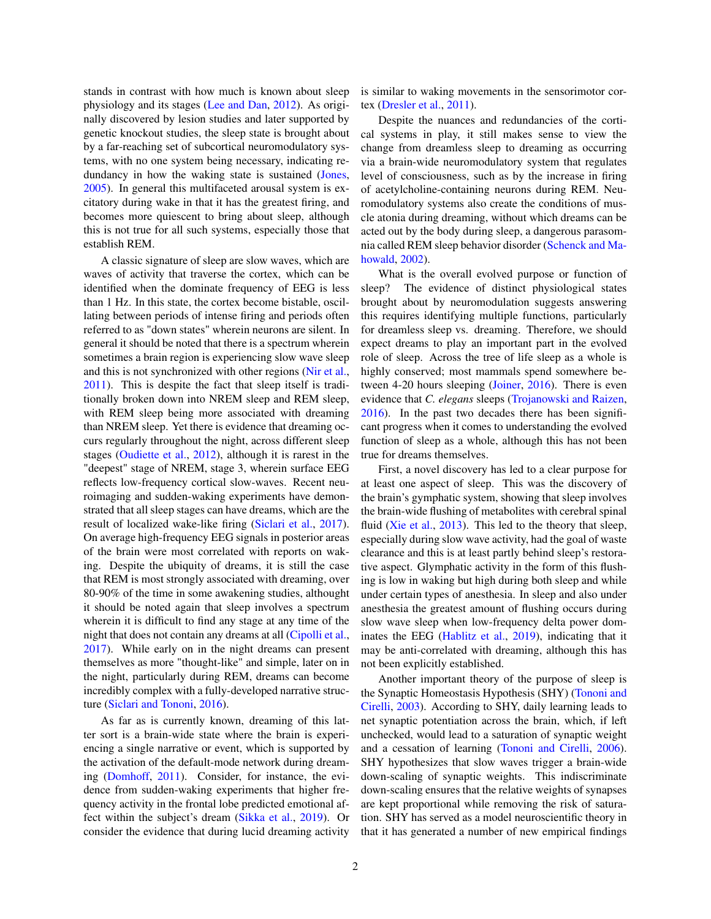stands in contrast with how much is known about sleep physiology and its stages (Lee and Dan, 2012). As originally discovered by lesion studies and later supported by genetic knockout studies, the sleep state is brought about by a far-reaching set of subcortical neuromodulatory systems, with no one system being necessary, indicating redundancy in how the waking state is sustained (Jones, 2005). In general this multifaceted arousal system is excitatory during wake in that it has the greatest firing, and becomes more quiescent to bring about sleep, although this is not true for all such systems, especially those that establish REM.

A classic signature of sleep are slow waves, which are waves of activity that traverse the cortex, which can be identified when the dominate frequency of EEG is less than 1 Hz. In this state, the cortex become bistable, oscillating between periods of intense firing and periods often referred to as "down states" wherein neurons are silent. In general it should be noted that there is a spectrum wherein sometimes a brain region is experiencing slow wave sleep and this is not synchronized with other regions (Nir et al., 2011). This is despite the fact that sleep itself is traditionally broken down into NREM sleep and REM sleep, with REM sleep being more associated with dreaming than NREM sleep. Yet there is evidence that dreaming occurs regularly throughout the night, across different sleep stages (Oudiette et al., 2012), although it is rarest in the "deepest" stage of NREM, stage 3, wherein surface EEG reflects low-frequency cortical slow-waves. Recent neuroimaging and sudden-waking experiments have demonstrated that all sleep stages can have dreams, which are the result of localized wake-like firing (Siclari et al., 2017). On average high-frequency EEG signals in posterior areas of the brain were most correlated with reports on waking. Despite the ubiquity of dreams, it is still the case that REM is most strongly associated with dreaming, over 80-90% of the time in some awakening studies, althought it should be noted again that sleep involves a spectrum wherein it is difficult to find any stage at any time of the night that does not contain any dreams at all (Cipolli et al., 2017). While early on in the night dreams can present themselves as more "thought-like" and simple, later on in the night, particularly during REM, dreams can become incredibly complex with a fully-developed narrative structure (Siclari and Tononi, 2016).

As far as is currently known, dreaming of this latter sort is a brain-wide state where the brain is experiencing a single narrative or event, which is supported by the activation of the default-mode network during dreaming (Domhoff, 2011). Consider, for instance, the evidence from sudden-waking experiments that higher frequency activity in the frontal lobe predicted emotional affect within the subject's dream (Sikka et al., 2019). Or consider the evidence that during lucid dreaming activity is similar to waking movements in the sensorimotor cortex (Dresler et al., 2011).

Despite the nuances and redundancies of the cortical systems in play, it still makes sense to view the change from dreamless sleep to dreaming as occurring via a brain-wide neuromodulatory system that regulates level of consciousness, such as by the increase in firing of acetylcholine-containing neurons during REM. Neuromodulatory systems also create the conditions of muscle atonia during dreaming, without which dreams can be acted out by the body during sleep, a dangerous parasomnia called REM sleep behavior disorder (Schenck and Mahowald, 2002).

What is the overall evolved purpose or function of sleep? The evidence of distinct physiological states brought about by neuromodulation suggests answering this requires identifying multiple functions, particularly for dreamless sleep vs. dreaming. Therefore, we should expect dreams to play an important part in the evolved role of sleep. Across the tree of life sleep as a whole is highly conserved; most mammals spend somewhere between 4-20 hours sleeping (Joiner, 2016). There is even evidence that *C. elegans* sleeps (Trojanowski and Raizen, 2016). In the past two decades there has been significant progress when it comes to understanding the evolved function of sleep as a whole, although this has not been true for dreams themselves.

First, a novel discovery has led to a clear purpose for at least one aspect of sleep. This was the discovery of the brain's gymphatic system, showing that sleep involves the brain-wide flushing of metabolites with cerebral spinal fluid (Xie et al., 2013). This led to the theory that sleep, especially during slow wave activity, had the goal of waste clearance and this is at least partly behind sleep's restorative aspect. Glymphatic activity in the form of this flushing is low in waking but high during both sleep and while under certain types of anesthesia. In sleep and also under anesthesia the greatest amount of flushing occurs during slow wave sleep when low-frequency delta power dominates the EEG (Hablitz et al., 2019), indicating that it may be anti-correlated with dreaming, although this has not been explicitly established.

Another important theory of the purpose of sleep is the Synaptic Homeostasis Hypothesis (SHY) (Tononi and Cirelli, 2003). According to SHY, daily learning leads to net synaptic potentiation across the brain, which, if left unchecked, would lead to a saturation of synaptic weight and a cessation of learning (Tononi and Cirelli, 2006). SHY hypothesizes that slow waves trigger a brain-wide down-scaling of synaptic weights. This indiscriminate down-scaling ensures that the relative weights of synapses are kept proportional while removing the risk of saturation. SHY has served as a model neuroscientific theory in that it has generated a number of new empirical findings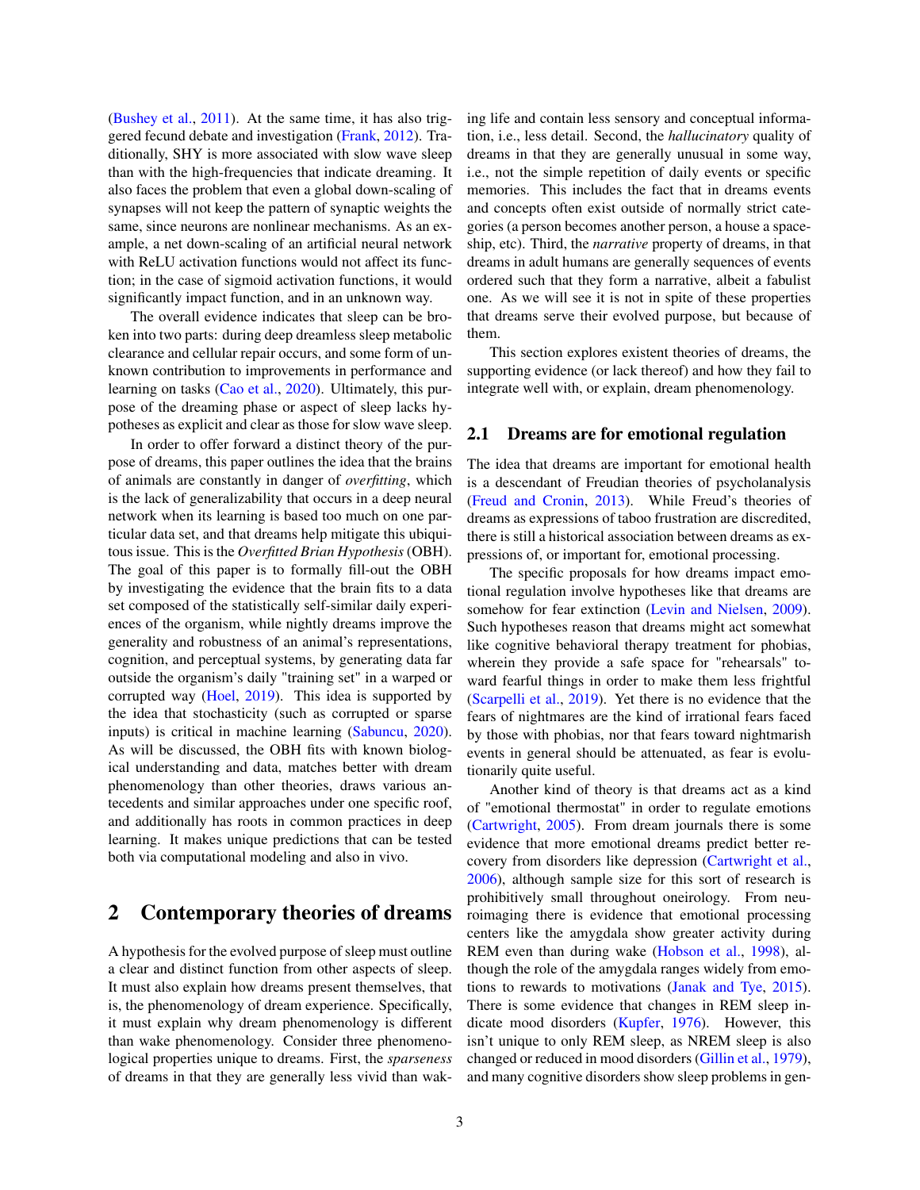(Bushey et al., 2011). At the same time, it has also triggered fecund debate and investigation (Frank, 2012). Traditionally, SHY is more associated with slow wave sleep than with the high-frequencies that indicate dreaming. It also faces the problem that even a global down-scaling of synapses will not keep the pattern of synaptic weights the same, since neurons are nonlinear mechanisms. As an example, a net down-scaling of an artificial neural network with ReLU activation functions would not affect its function; in the case of sigmoid activation functions, it would significantly impact function, and in an unknown way.

The overall evidence indicates that sleep can be broken into two parts: during deep dreamless sleep metabolic clearance and cellular repair occurs, and some form of unknown contribution to improvements in performance and learning on tasks (Cao et al., 2020). Ultimately, this purpose of the dreaming phase or aspect of sleep lacks hypotheses as explicit and clear as those for slow wave sleep.

In order to offer forward a distinct theory of the purpose of dreams, this paper outlines the idea that the brains of animals are constantly in danger of *overfitting*, which is the lack of generalizability that occurs in a deep neural network when its learning is based too much on one particular data set, and that dreams help mitigate this ubiquitous issue. This is the *Overfitted Brian Hypothesis* (OBH). The goal of this paper is to formally fill-out the OBH by investigating the evidence that the brain fits to a data set composed of the statistically self-similar daily experiences of the organism, while nightly dreams improve the generality and robustness of an animal's representations, cognition, and perceptual systems, by generating data far outside the organism's daily "training set" in a warped or corrupted way (Hoel, 2019). This idea is supported by the idea that stochasticity (such as corrupted or sparse inputs) is critical in machine learning (Sabuncu, 2020). As will be discussed, the OBH fits with known biological understanding and data, matches better with dream phenomenology than other theories, draws various antecedents and similar approaches under one specific roof, and additionally has roots in common practices in deep learning. It makes unique predictions that can be tested both via computational modeling and also in vivo.

# 2 Contemporary theories of dreams

A hypothesis for the evolved purpose of sleep must outline a clear and distinct function from other aspects of sleep. It must also explain how dreams present themselves, that is, the phenomenology of dream experience. Specifically, it must explain why dream phenomenology is different than wake phenomenology. Consider three phenomenological properties unique to dreams. First, the *sparseness* of dreams in that they are generally less vivid than waking life and contain less sensory and conceptual information, i.e., less detail. Second, the *hallucinatory* quality of dreams in that they are generally unusual in some way, i.e., not the simple repetition of daily events or specific memories. This includes the fact that in dreams events and concepts often exist outside of normally strict categories (a person becomes another person, a house a spaceship, etc). Third, the *narrative* property of dreams, in that dreams in adult humans are generally sequences of events ordered such that they form a narrative, albeit a fabulist one. As we will see it is not in spite of these properties that dreams serve their evolved purpose, but because of them.

This section explores existent theories of dreams, the supporting evidence (or lack thereof) and how they fail to integrate well with, or explain, dream phenomenology.

## 2.1 Dreams are for emotional regulation

The idea that dreams are important for emotional health is a descendant of Freudian theories of psycholanalysis (Freud and Cronin, 2013). While Freud's theories of dreams as expressions of taboo frustration are discredited, there is still a historical association between dreams as expressions of, or important for, emotional processing.

The specific proposals for how dreams impact emotional regulation involve hypotheses like that dreams are somehow for fear extinction (Levin and Nielsen, 2009). Such hypotheses reason that dreams might act somewhat like cognitive behavioral therapy treatment for phobias, wherein they provide a safe space for "rehearsals" toward fearful things in order to make them less frightful (Scarpelli et al., 2019). Yet there is no evidence that the fears of nightmares are the kind of irrational fears faced by those with phobias, nor that fears toward nightmarish events in general should be attenuated, as fear is evolutionarily quite useful.

Another kind of theory is that dreams act as a kind of "emotional thermostat" in order to regulate emotions (Cartwright, 2005). From dream journals there is some evidence that more emotional dreams predict better recovery from disorders like depression (Cartwright et al., 2006), although sample size for this sort of research is prohibitively small throughout oneirology. From neuroimaging there is evidence that emotional processing centers like the amygdala show greater activity during REM even than during wake (Hobson et al., 1998), although the role of the amygdala ranges widely from emotions to rewards to motivations (Janak and Tye, 2015). There is some evidence that changes in REM sleep indicate mood disorders (Kupfer, 1976). However, this isn't unique to only REM sleep, as NREM sleep is also changed or reduced in mood disorders (Gillin et al., 1979), and many cognitive disorders show sleep problems in gen-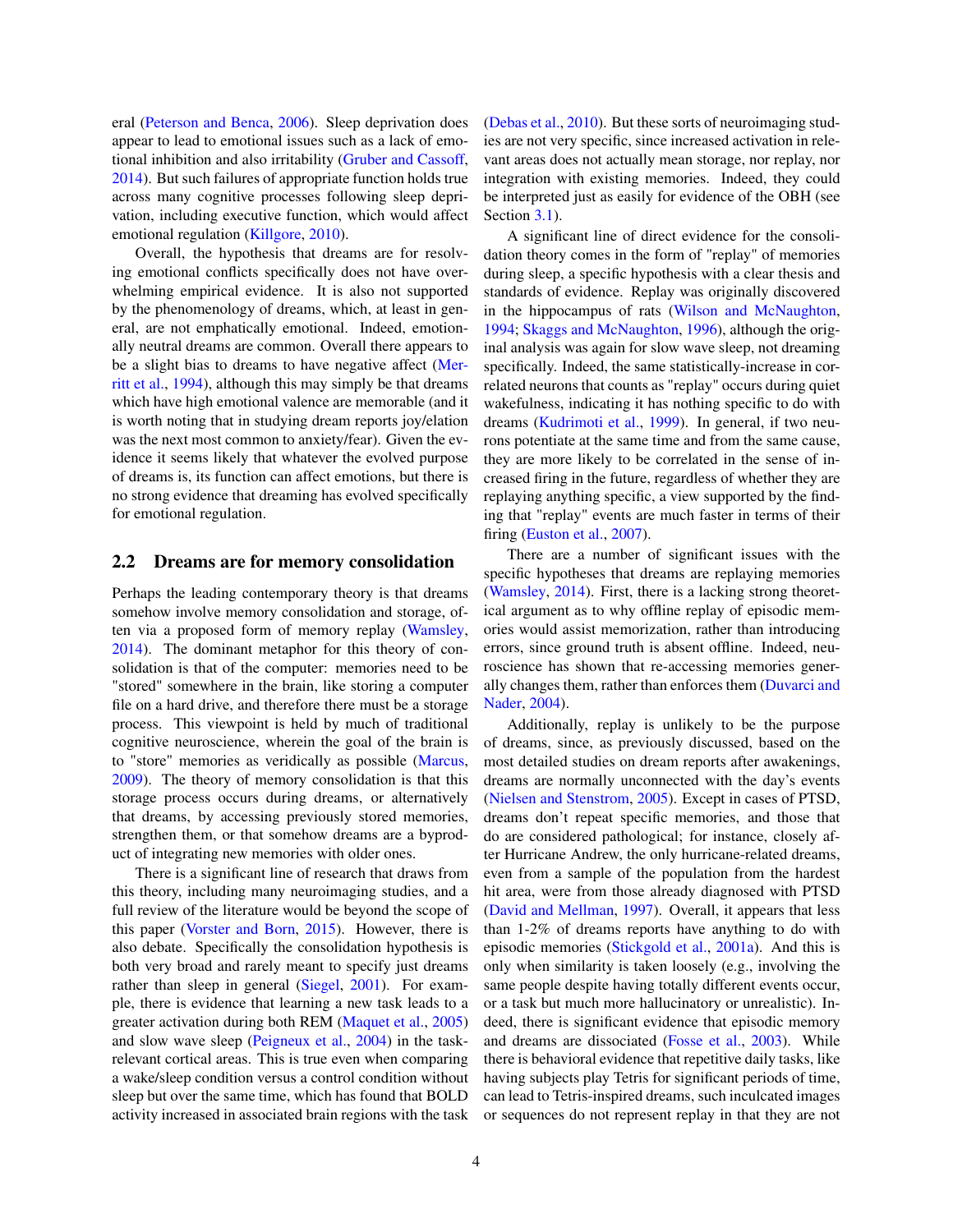eral (Peterson and Benca, 2006). Sleep deprivation does appear to lead to emotional issues such as a lack of emotional inhibition and also irritability (Gruber and Cassoff, 2014). But such failures of appropriate function holds true across many cognitive processes following sleep deprivation, including executive function, which would affect emotional regulation (Killgore, 2010).

Overall, the hypothesis that dreams are for resolving emotional conflicts specifically does not have overwhelming empirical evidence. It is also not supported by the phenomenology of dreams, which, at least in general, are not emphatically emotional. Indeed, emotionally neutral dreams are common. Overall there appears to be a slight bias to dreams to have negative affect (Merritt et al., 1994), although this may simply be that dreams which have high emotional valence are memorable (and it is worth noting that in studying dream reports joy/elation was the next most common to anxiety/fear). Given the evidence it seems likely that whatever the evolved purpose of dreams is, its function can affect emotions, but there is no strong evidence that dreaming has evolved specifically for emotional regulation.

## 2.2 Dreams are for memory consolidation

Perhaps the leading contemporary theory is that dreams somehow involve memory consolidation and storage, often via a proposed form of memory replay (Wamsley, 2014). The dominant metaphor for this theory of consolidation is that of the computer: memories need to be "stored" somewhere in the brain, like storing a computer file on a hard drive, and therefore there must be a storage process. This viewpoint is held by much of traditional cognitive neuroscience, wherein the goal of the brain is to "store" memories as veridically as possible (Marcus, 2009). The theory of memory consolidation is that this storage process occurs during dreams, or alternatively that dreams, by accessing previously stored memories, strengthen them, or that somehow dreams are a byproduct of integrating new memories with older ones.

There is a significant line of research that draws from this theory, including many neuroimaging studies, and a full review of the literature would be beyond the scope of this paper (Vorster and Born, 2015). However, there is also debate. Specifically the consolidation hypothesis is both very broad and rarely meant to specify just dreams rather than sleep in general (Siegel, 2001). For example, there is evidence that learning a new task leads to a greater activation during both REM (Maquet et al., 2005) and slow wave sleep (Peigneux et al., 2004) in the task-relevant cortical areas. This is true even when comparing a wake/sleep condition versus a control condition without sleep but over the same time, which has found that BOLD activity increased in associated brain regions with the task (Debas et al., 2010). But these sorts of neuroimaging studies are not very specific, since increased activation in relevant areas does not actually mean storage, nor replay, nor integration with existing memories. Indeed, they could be interpreted just as easily for evidence of the OBH (see Section 3.1).

A significant line of direct evidence for the consolidation theory comes in the form of "replay" of memories during sleep, a specific hypothesis with a clear thesis and standards of evidence. Replay was originally discovered in the hippocampus of rats (Wilson and McNaughton, 1994; Skaggs and McNaughton, 1996), although the original analysis was again for slow wave sleep, not dreaming specifically. Indeed, the same statistically-increase in correlated neurons that counts as "replay" occurs during quiet wakefulness, indicating it has nothing specific to do with dreams (Kudrimoti et al., 1999). In general, if two neurons potentiate at the same time and from the same cause, they are more likely to be correlated in the sense of increased firing in the future, regardless of whether they are replaying anything specific, a view supported by the finding that "replay" events are much faster in terms of their firing (Euston et al., 2007).

There are a number of significant issues with the specific hypotheses that dreams are replaying memories (Wamsley, 2014). First, there is a lacking strong theoretical argument as to why offline replay of episodic memories would assist memorization, rather than introducing errors, since ground truth is absent offline. Indeed, neuroscience has shown that re-accessing memories generally changes them, rather than enforces them (Duvarci and Nader, 2004).

Additionally, replay is unlikely to be the purpose of dreams, since, as previously discussed, based on the most detailed studies on dream reports after awakenings, dreams are normally unconnected with the day's events (Nielsen and Stenstrom, 2005). Except in cases of PTSD, dreams don't repeat specific memories, and those that do are considered pathological; for instance, closely after Hurricane Andrew, the only hurricane-related dreams, even from a sample of the population from the hardest hit area, were from those already diagnosed with PTSD (David and Mellman, 1997). Overall, it appears that less than 1-2% of dreams reports have anything to do with episodic memories (Stickgold et al., 2001a). And this is only when similarity is taken loosely (e.g., involving the same people despite having totally different events occur, or a task but much more hallucinatory or unrealistic). Indeed, there is significant evidence that episodic memory and dreams are dissociated (Fosse et al., 2003). While there is behavioral evidence that repetitive daily tasks, like having subjects play Tetris for significant periods of time, can lead to Tetris-inspired dreams, such inculcated images or sequences do not represent replay in that they are not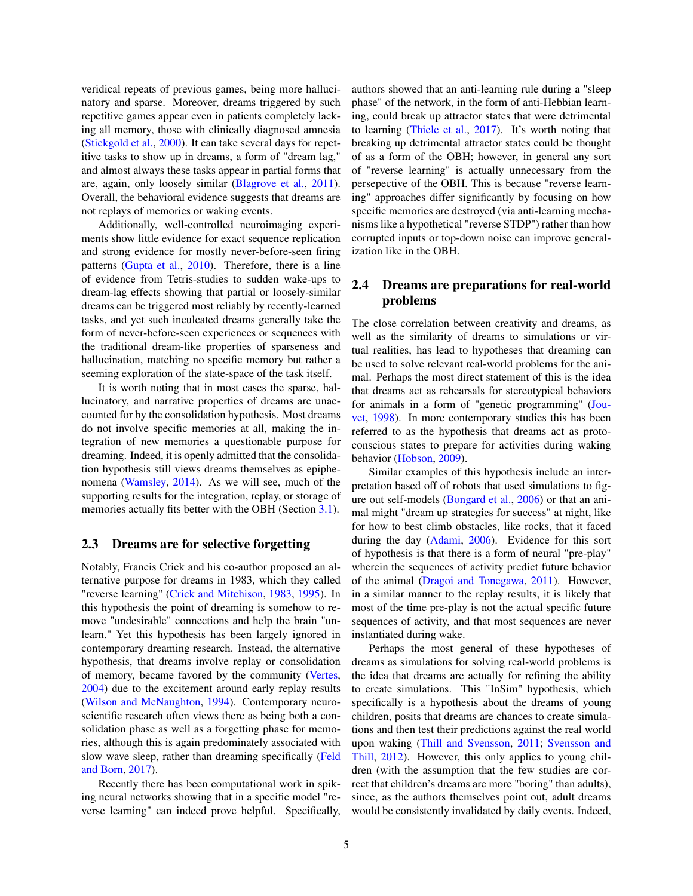veridical repeats of previous games, being more hallucinatory and sparse. Moreover, dreams triggered by such repetitive games appear even in patients completely lacking all memory, those with clinically diagnosed amnesia (Stickgold et al., 2000). It can take several days for repetitive tasks to show up in dreams, a form of "dream lag," and almost always these tasks appear in partial forms that are, again, only loosely similar (Blagrove et al., 2011). Overall, the behavioral evidence suggests that dreams are not replays of memories or waking events.

Additionally, well-controlled neuroimaging experiments show little evidence for exact sequence replication and strong evidence for mostly never-before-seen firing patterns (Gupta et al., 2010). Therefore, there is a line of evidence from Tetris-studies to sudden wake-ups to dream-lag effects showing that partial or loosely-similar dreams can be triggered most reliably by recently-learned tasks, and yet such inculcated dreams generally take the form of never-before-seen experiences or sequences with the traditional dream-like properties of sparseness and hallucination, matching no specific memory but rather a seeming exploration of the state-space of the task itself.

It is worth noting that in most cases the sparse, hallucinatory, and narrative properties of dreams are unaccounted for by the consolidation hypothesis. Most dreams do not involve specific memories at all, making the integration of new memories a questionable purpose for dreaming. Indeed, it is openly admitted that the consolidation hypothesis still views dreams themselves as epiphenomena (Wamsley, 2014). As we will see, much of the supporting results for the integration, replay, or storage of memories actually fits better with the OBH (Section 3.1).

## 2.3 Dreams are for selective forgetting

Notably, Francis Crick and his co-author proposed an alternative purpose for dreams in 1983, which they called "reverse learning" (Crick and Mitchison, 1983, 1995). In this hypothesis the point of dreaming is somehow to remove "undesirable" connections and help the brain "unlearn." Yet this hypothesis has been largely ignored in contemporary dreaming research. Instead, the alternative hypothesis, that dreams involve replay or consolidation of memory, became favored by the community (Vertes, 2004) due to the excitement around early replay results (Wilson and McNaughton, 1994). Contemporary neuroscientific research often views there as being both a consolidation phase as well as a forgetting phase for memories, although this is again predominately associated with slow wave sleep, rather than dreaming specifically (Feld and Born, 2017).

Recently there has been computational work in spiking neural networks showing that in a specific model "reverse learning" can indeed prove helpful. Specifically, authors showed that an anti-learning rule during a "sleep phase" of the network, in the form of anti-Hebbian learning, could break up attractor states that were detrimental to learning (Thiele et al., 2017). It's worth noting that breaking up detrimental attractor states could be thought of as a form of the OBH; however, in general any sort of "reverse learning" is actually unnecessary from the persepective of the OBH. This is because "reverse learning" approaches differ significantly by focusing on how specific memories are destroyed (via anti-learning mechanisms like a hypothetical "reverse STDP") rather than how corrupted inputs or top-down noise can improve generalization like in the OBH.

## 2.4 Dreams are preparations for real-world problems

The close correlation between creativity and dreams, as well as the similarity of dreams to simulations or virtual realities, has lead to hypotheses that dreaming can be used to solve relevant real-world problems for the animal. Perhaps the most direct statement of this is the idea that dreams act as rehearsals for stereotypical behaviors for animals in a form of "genetic programming" (Jouvet, 1998). In more contemporary studies this has been referred to as the hypothesis that dreams act as protoconscious states to prepare for activities during waking behavior (Hobson, 2009).

Similar examples of this hypothesis include an interpretation based off of robots that used simulations to figure out self-models (Bongard et al., 2006) or that an animal might "dream up strategies for success" at night, like for how to best climb obstacles, like rocks, that it faced during the day (Adami, 2006). Evidence for this sort of hypothesis is that there is a form of neural "pre-play" wherein the sequences of activity predict future behavior of the animal (Dragoi and Tonegawa, 2011). However, in a similar manner to the replay results, it is likely that most of the time pre-play is not the actual specific future sequences of activity, and that most sequences are never instantiated during wake.

Perhaps the most general of these hypotheses of dreams as simulations for solving real-world problems is the idea that dreams are actually for refining the ability to create simulations. This "InSim" hypothesis, which specifically is a hypothesis about the dreams of young children, posits that dreams are chances to create simulations and then test their predictions against the real world upon waking (Thill and Svensson, 2011; Svensson and Thill, 2012). However, this only applies to young children (with the assumption that the few studies are correct that children's dreams are more "boring" than adults), since, as the authors themselves point out, adult dreams would be consistently invalidated by daily events. Indeed,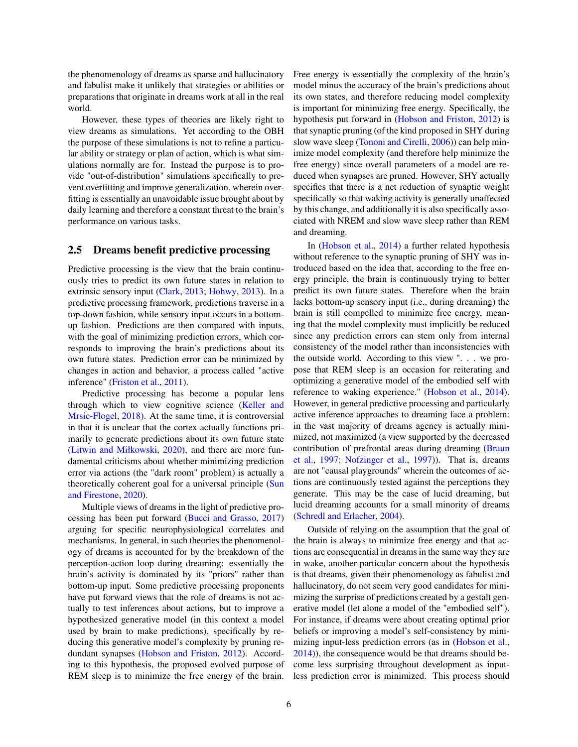the phenomenology of dreams as sparse and hallucinatory and fabulist make it unlikely that strategies or abilities or preparations that originate in dreams work at all in the real world.

However, these types of theories are likely right to view dreams as simulations. Yet according to the OBH the purpose of these simulations is not to refine a particular ability or strategy or plan of action, which is what simulations normally are for. Instead the purpose is to provide "out-of-distribution" simulations specifically to prevent overfitting and improve generalization, wherein overfitting is essentially an unavoidable issue brought about by daily learning and therefore a constant threat to the brain's performance on various tasks.

## 2.5 Dreams benefit predictive processing

Predictive processing is the view that the brain continuously tries to predict its own future states in relation to extrinsic sensory input (Clark, 2013; Hohwy, 2013). In a predictive processing framework, predictions traverse in a top-down fashion, while sensory input occurs in a bottom-up fashion. Predictions are then compared with inputs, with the goal of minimizing prediction errors, which corresponds to improving the brain's predictions about its own future states. Prediction error can be minimized by changes in action and behavior, a process called "active inference" (Friston et al., 2011).

Predictive processing has become a popular lens through which to view cognitive science (Keller and Mrsic-Flogel, 2018). At the same time, it is controversial in that it is unclear that the cortex actually functions primarily to generate predictions about its own future state (Litwin and Miłkowski, 2020), and there are more fundamental criticisms about whether minimizing prediction error via actions (the "dark room" problem) is actually a theoretically coherent goal for a universal principle (Sun and Firestone, 2020).

Multiple views of dreams in the light of predictive processing has been put forward (Bucci and Grasso, 2017) arguing for specific neurophysiological correlates and mechanisms. In general, in such theories the phenomenology of dreams is accounted for by the breakdown of the perception-action loop during dreaming: essentially the brain's activity is dominated by its "priors" rather than bottom-up input. Some predictive processing proponents have put forward views that the role of dreams is not actually to test inferences about actions, but to improve a hypothesized generative model (in this context a model used by brain to make predictions), specifically by reducing this generative model's complexity by pruning redundant synapses (Hobson and Friston, 2012). According to this hypothesis, the proposed evolved purpose of REM sleep is to minimize the free energy of the brain. Free energy is essentially the complexity of the brain's model minus the accuracy of the brain's predictions about its own states, and therefore reducing model complexity is important for minimizing free energy. Specifically, the hypothesis put forward in (Hobson and Friston, 2012) is that synaptic pruning (of the kind proposed in SHY during slow wave sleep (Tononi and Cirelli, 2006)) can help minimize model complexity (and therefore help minimize the free energy) since overall parameters of a model are reduced when synapses are pruned. However, SHY actually specifies that there is a net reduction of synaptic weight specifically so that waking activity is generally unaffected by this change, and additionally it is also specifically associated with NREM and slow wave sleep rather than REM and dreaming.

In (Hobson et al., 2014) a further related hypothesis without reference to the synaptic pruning of SHY was introduced based on the idea that, according to the free energy principle, the brain is continuously trying to better predict its own future states. Therefore when the brain lacks bottom-up sensory input (i.e., during dreaming) the brain is still compelled to minimize free energy, meaning that the model complexity must implicitly be reduced since any prediction errors can stem only from internal consistency of the model rather than inconsistencies with the outside world. According to this view ". . . we propose that REM sleep is an occasion for reiterating and optimizing a generative model of the embodied self with reference to waking experience." (Hobson et al., 2014). However, in general predictive processing and particularly active inference approaches to dreaming face a problem: in the vast majority of dreams agency is actually minimized, not maximized (a view supported by the decreased contribution of prefrontal areas during dreaming (Braun et al., 1997; Nofzinger et al., 1997)). That is, dreams are not "causal playgrounds" wherein the outcomes of actions are continuously tested against the perceptions they generate. This may be the case of lucid dreaming, but lucid dreaming accounts for a small minority of dreams (Schredl and Erlacher, 2004).

Outside of relying on the assumption that the goal of the brain is always to minimize free energy and that actions are consequential in dreams in the same way they are in wake, another particular concern about the hypothesis is that dreams, given their phenomenology as fabulist and hallucinatory, do not seem very good candidates for minimizing the surprise of predictions created by a gestalt generative model (let alone a model of the "embodied self"). For instance, if dreams were about creating optimal prior beliefs or improving a model's self-consistency by minimizing input-less prediction errors (as in (Hobson et al., 2014)), the consequence would be that dreams should become less surprising throughout development as input-less prediction error is minimized. This process should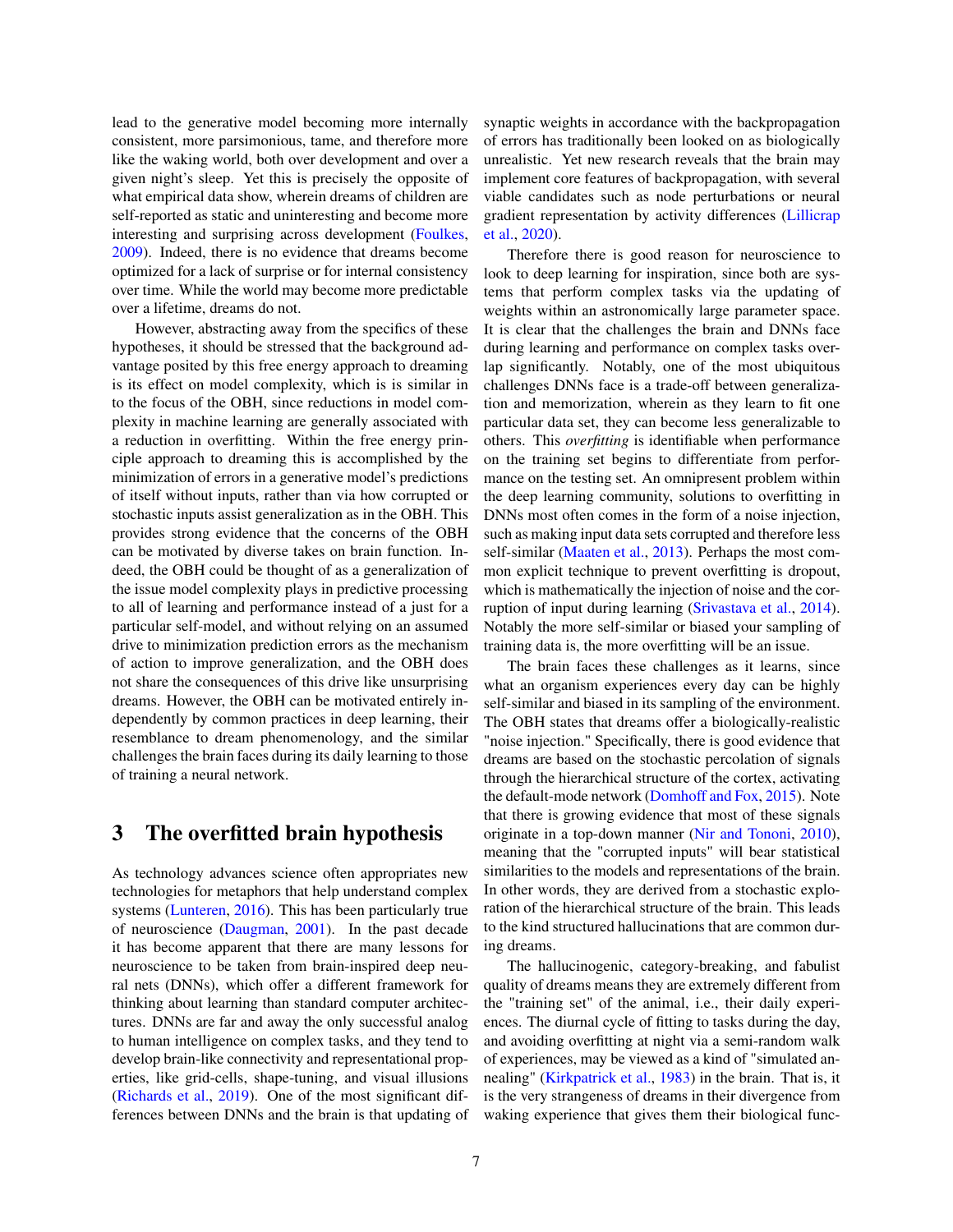lead to the generative model becoming more internally consistent, more parsimonious, tame, and therefore more like the waking world, both over development and over a given night's sleep. Yet this is precisely the opposite of what empirical data show, wherein dreams of children are self-reported as static and uninteresting and become more interesting and surprising across development (Foulkes, 2009). Indeed, there is no evidence that dreams become optimized for a lack of surprise or for internal consistency over time. While the world may become more predictable over a lifetime, dreams do not.

However, abstracting away from the specifics of these hypotheses, it should be stressed that the background advantage posited by this free energy approach to dreaming is its effect on model complexity, which is is similar in to the focus of the OBH, since reductions in model complexity in machine learning are generally associated with a reduction in overfitting. Within the free energy principle approach to dreaming this is accomplished by the minimization of errors in a generative model's predictions of itself without inputs, rather than via how corrupted or stochastic inputs assist generalization as in the OBH. This provides strong evidence that the concerns of the OBH can be motivated by diverse takes on brain function. Indeed, the OBH could be thought of as a generalization of the issue model complexity plays in predictive processing to all of learning and performance instead of a just for a particular self-model, and without relying on an assumed drive to minimization prediction errors as the mechanism of action to improve generalization, and the OBH does not share the consequences of this drive like unsurprising dreams. However, the OBH can be motivated entirely independently by common practices in deep learning, their resemblance to dream phenomenology, and the similar challenges the brain faces during its daily learning to those of training a neural network.

# 3 The overfitted brain hypothesis

As technology advances science often appropriates new technologies for metaphors that help understand complex systems (Lunteren, 2016). This has been particularly true of neuroscience (Daugman, 2001). In the past decade it has become apparent that there are many lessons for neuroscience to be taken from brain-inspired deep neural nets (DNNs), which offer a different framework for thinking about learning than standard computer architectures. DNNs are far and away the only successful analog to human intelligence on complex tasks, and they tend to develop brain-like connectivity and representational properties, like grid-cells, shape-tuning, and visual illusions (Richards et al., 2019). One of the most significant differences between DNNs and the brain is that updating of synaptic weights in accordance with the backpropagation of errors has traditionally been looked on as biologically unrealistic. Yet new research reveals that the brain may implement core features of backpropagation, with several viable candidates such as node perturbations or neural gradient representation by activity differences (Lillicrap et al., 2020).

Therefore there is good reason for neuroscience to look to deep learning for inspiration, since both are systems that perform complex tasks via the updating of weights within an astronomically large parameter space. It is clear that the challenges the brain and DNNs face during learning and performance on complex tasks overlap significantly. Notably, one of the most ubiquitous challenges DNNs face is a trade-off between generalization and memorization, wherein as they learn to fit one particular data set, they can become less generalizable to others. This *overfitting* is identifiable when performance on the training set begins to differentiate from performance on the testing set. An omnipresent problem within the deep learning community, solutions to overfitting in DNNs most often comes in the form of a noise injection, such as making input data sets corrupted and therefore less self-similar (Maaten et al., 2013). Perhaps the most common explicit technique to prevent overfitting is dropout, which is mathematically the injection of noise and the corruption of input during learning (Srivastava et al., 2014). Notably the more self-similar or biased your sampling of training data is, the more overfitting will be an issue.

The brain faces these challenges as it learns, since what an organism experiences every day can be highly self-similar and biased in its sampling of the environment. The OBH states that dreams offer a biologically-realistic "noise injection." Specifically, there is good evidence that dreams are based on the stochastic percolation of signals through the hierarchical structure of the cortex, activating the default-mode network (Domhoff and Fox, 2015). Note that there is growing evidence that most of these signals originate in a top-down manner (Nir and Tononi, 2010), meaning that the "corrupted inputs" will bear statistical similarities to the models and representations of the brain. In other words, they are derived from a stochastic exploration of the hierarchical structure of the brain. This leads to the kind structured hallucinations that are common during dreams.

The hallucinogenic, category-breaking, and fabulist quality of dreams means they are extremely different from the "training set" of the animal, i.e., their daily experiences. The diurnal cycle of fitting to tasks during the day, and avoiding overfitting at night via a semi-random walk of experiences, may be viewed as a kind of "simulated annealing" (Kirkpatrick et al., 1983) in the brain. That is, it is the very strangeness of dreams in their divergence from waking experience that gives them their biological func-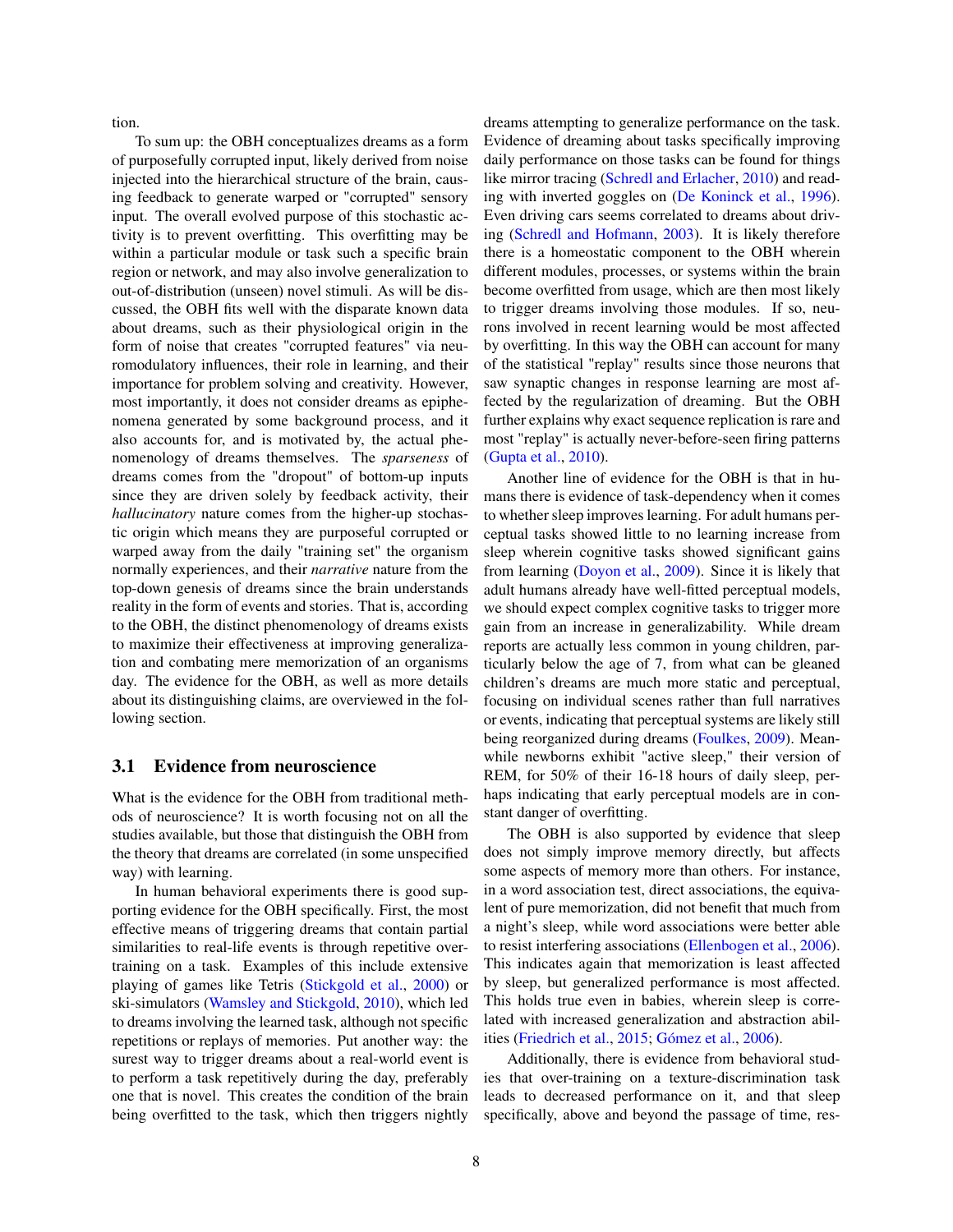tion.

To sum up: the OBH conceptualizes dreams as a form of purposefully corrupted input, likely derived from noise injected into the hierarchical structure of the brain, causing feedback to generate warped or "corrupted" sensory input. The overall evolved purpose of this stochastic activity is to prevent overfitting. This overfitting may be within a particular module or task such a specific brain region or network, and may also involve generalization to out-of-distribution (unseen) novel stimuli. As will be discussed, the OBH fits well with the disparate known data about dreams, such as their physiological origin in the form of noise that creates "corrupted features" via neuromodulatory influences, their role in learning, and their importance for problem solving and creativity. However, most importantly, it does not consider dreams as epiphenomena generated by some background process, and it also accounts for, and is motivated by, the actual phenomenology of dreams themselves. The *sparseness* of dreams comes from the "dropout" of bottom-up inputs since they are driven solely by feedback activity, their *hallucinatory* nature comes from the higher-up stochastic origin which means they are purposeful corrupted or warped away from the daily "training set" the organism normally experiences, and their *narrative* nature from the top-down genesis of dreams since the brain understands reality in the form of events and stories. That is, according to the OBH, the distinct phenomenology of dreams exists to maximize their effectiveness at improving generalization and combating mere memorization of an organisms day. The evidence for the OBH, as well as more details about its distinguishing claims, are overviewed in the following section.

## 3.1 Evidence from neuroscience

What is the evidence for the OBH from traditional methods of neuroscience? It is worth focusing not on all the studies available, but those that distinguish the OBH from the theory that dreams are correlated (in some unspecified way) with learning.

In human behavioral experiments there is good supporting evidence for the OBH specifically. First, the most effective means of triggering dreams that contain partial similarities to real-life events is through repetitive overtraining on a task. Examples of this include extensive playing of games like Tetris (Stickgold et al., 2000) or ski-simulators (Wamsley and Stickgold, 2010), which led to dreams involving the learned task, although not specific repetitions or replays of memories. Put another way: the surest way to trigger dreams about a real-world event is to perform a task repetitively during the day, preferably one that is novel. This creates the condition of the brain being overfitted to the task, which then triggers nightly dreams attempting to generalize performance on the task. Evidence of dreaming about tasks specifically improving daily performance on those tasks can be found for things like mirror tracing (Schredl and Erlacher, 2010) and reading with inverted goggles on (De Koninck et al., 1996). Even driving cars seems correlated to dreams about driving (Schredl and Hofmann, 2003). It is likely therefore there is a homeostatic component to the OBH wherein different modules, processes, or systems within the brain become overfitted from usage, which are then most likely to trigger dreams involving those modules. If so, neurons involved in recent learning would be most affected by overfitting. In this way the OBH can account for many of the statistical "replay" results since those neurons that saw synaptic changes in response learning are most affected by the regularization of dreaming. But the OBH further explains why exact sequence replication is rare and most "replay" is actually never-before-seen firing patterns (Gupta et al., 2010).

Another line of evidence for the OBH is that in humans there is evidence of task-dependency when it comes to whether sleep improves learning. For adult humans perceptual tasks showed little to no learning increase from sleep wherein cognitive tasks showed significant gains from learning (Doyon et al., 2009). Since it is likely that adult humans already have well-fitted perceptual models, we should expect complex cognitive tasks to trigger more gain from an increase in generalizability. While dream reports are actually less common in young children, particularly below the age of 7, from what can be gleaned children's dreams are much more static and perceptual, focusing on individual scenes rather than full narratives or events, indicating that perceptual systems are likely still being reorganized during dreams (Foulkes, 2009). Meanwhile newborns exhibit "active sleep," their version of REM, for 50% of their 16-18 hours of daily sleep, perhaps indicating that early perceptual models are in constant danger of overfitting.

The OBH is also supported by evidence that sleep does not simply improve memory directly, but affects some aspects of memory more than others. For instance, in a word association test, direct associations, the equivalent of pure memorization, did not benefit that much from a night's sleep, while word associations were better able to resist interfering associations (Ellenbogen et al., 2006). This indicates again that memorization is least affected by sleep, but generalized performance is most affected. This holds true even in babies, wherein sleep is correlated with increased generalization and abstraction abilities (Friedrich et al., 2015; Gómez et al., 2006).

Additionally, there is evidence from behavioral studies that over-training on a texture-discrimination task leads to decreased performance on it, and that sleep specifically, above and beyond the passage of time, res-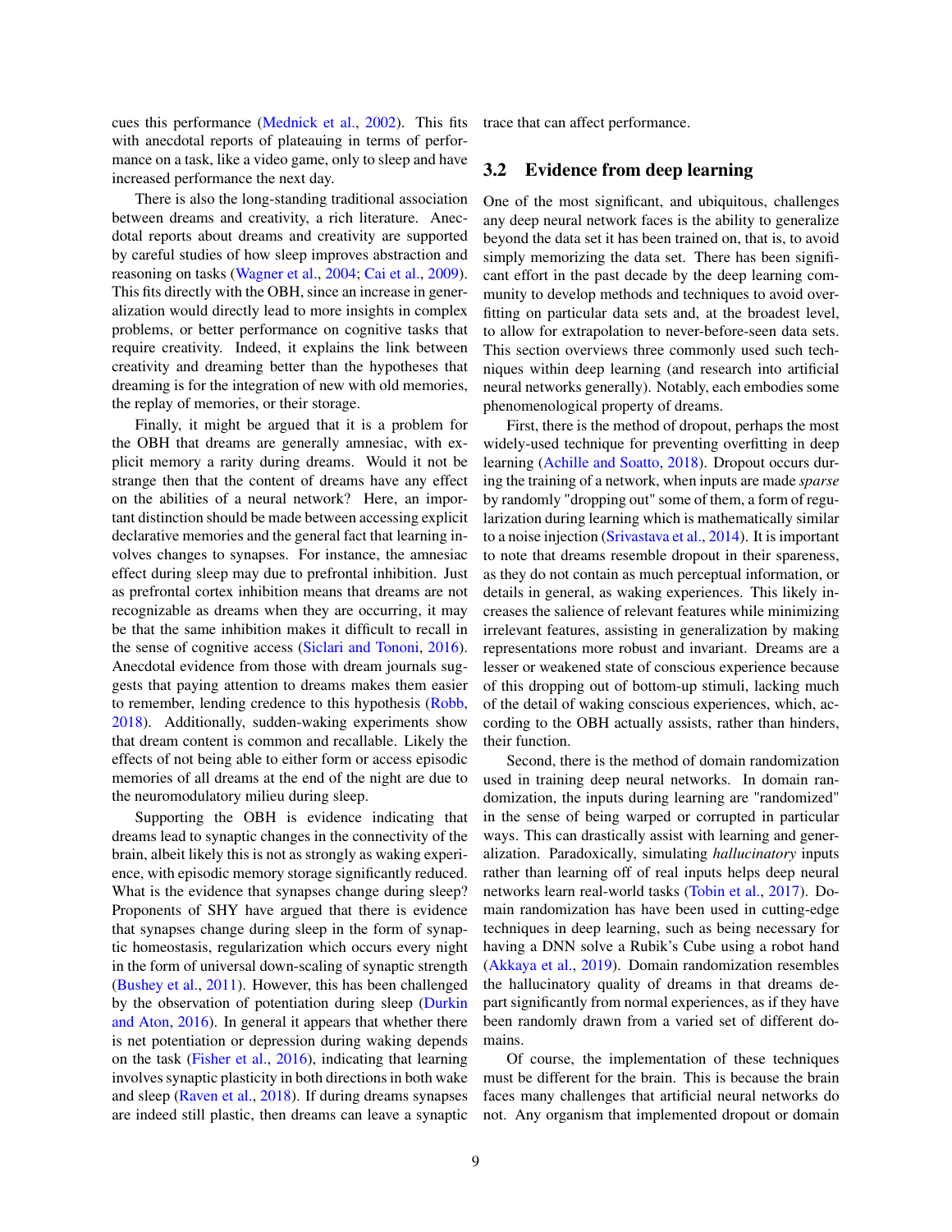cues this performance (Mednick et al., 2002). This fits with anecdotal reports of plateauing in terms of performance on a task, like a video game, only to sleep and have increased performance the next day.

There is also the long-standing traditional association between dreams and creativity, a rich literature. Anecdotal reports about dreams and creativity are supported by careful studies of how sleep improves abstraction and reasoning on tasks (Wagner et al., 2004; Cai et al., 2009). This fits directly with the OBH, since an increase in generalization would directly lead to more insights in complex problems, or better performance on cognitive tasks that require creativity. Indeed, it explains the link between creativity and dreaming better than the hypotheses that dreaming is for the integration of new with old memories, the replay of memories, or their storage.

Finally, it might be argued that it is a problem for the OBH that dreams are generally amnesiac, with explicit memory a rarity during dreams. Would it not be strange then that the content of dreams have any effect on the abilities of a neural network? Here, an important distinction should be made between accessing explicit declarative memories and the general fact that learning involves changes to synapses. For instance, the amnesiac effect during sleep may due to prefrontal inhibition. Just as prefrontal cortex inhibition means that dreams are not recognizable as dreams when they are occurring, it may be that the same inhibition makes it difficult to recall in the sense of cognitive access (Siclari and Tononi, 2016). Anecdotal evidence from those with dream journals suggests that paying attention to dreams makes them easier to remember, lending credence to this hypothesis (Robb, 2018). Additionally, sudden-waking experiments show that dream content is common and recallable. Likely the effects of not being able to either form or access episodic memories of all dreams at the end of the night are due to the neuromodulatory milieu during sleep.

Supporting the OBH is evidence indicating that dreams lead to synaptic changes in the connectivity of the brain, albeit likely this is not as strongly as waking experience, with episodic memory storage significantly reduced. What is the evidence that synapses change during sleep? Proponents of SHY have argued that there is evidence that synapses change during sleep in the form of synaptic homeostasis, regularization which occurs every night in the form of universal down-scaling of synaptic strength (Bushey et al., 2011). However, this has been challenged by the observation of potentiation during sleep (Durkin and Aton, 2016). In general it appears that whether there is net potentiation or depression during waking depends on the task (Fisher et al., 2016), indicating that learning involves synaptic plasticity in both directions in both wake and sleep (Raven et al., 2018). If during dreams synapses are indeed still plastic, then dreams can leave a synaptic trace that can affect performance.

## 3.2 Evidence from deep learning

One of the most significant, and ubiquitous, challenges any deep neural network faces is the ability to generalize beyond the data set it has been trained on, that is, to avoid simply memorizing the data set. There has been significant effort in the past decade by the deep learning community to develop methods and techniques to avoid overfitting on particular data sets and, at the broadest level, to allow for extrapolation to never-before-seen data sets. This section overviews three commonly used such techniques within deep learning (and research into artificial neural networks generally). Notably, each embodies some phenomenological property of dreams.

First, there is the method of dropout, perhaps the most widely-used technique for preventing overfitting in deep learning (Achille and Soatto, 2018). Dropout occurs during the training of a network, when inputs are made *sparse* by randomly "dropping out" some of them, a form of regularization during learning which is mathematically similar to a noise injection (Srivastava et al., 2014). It is important to note that dreams resemble dropout in their spareness, as they do not contain as much perceptual information, or details in general, as waking experiences. This likely increases the salience of relevant features while minimizing irrelevant features, assisting in generalization by making representations more robust and invariant. Dreams are a lesser or weakened state of conscious experience because of this dropping out of bottom-up stimuli, lacking much of the detail of waking conscious experiences, which, according to the OBH actually assists, rather than hinders, their function.

Second, there is the method of domain randomization used in training deep neural networks. In domain randomization, the inputs during learning are "randomized" in the sense of being warped or corrupted in particular ways. This can drastically assist with learning and generalization. Paradoxically, simulating *hallucinatory* inputs rather than learning off of real inputs helps deep neural networks learn real-world tasks (Tobin et al., 2017). Domain randomization has have been used in cutting-edge techniques in deep learning, such as being necessary for having a DNN solve a Rubik's Cube using a robot hand (Akkaya et al., 2019). Domain randomization resembles the hallucinatory quality of dreams in that dreams depart significantly from normal experiences, as if they have been randomly drawn from a varied set of different domains.

Of course, the implementation of these techniques must be different for the brain. This is because the brain faces many challenges that artificial neural networks do not. Any organism that implemented dropout or domain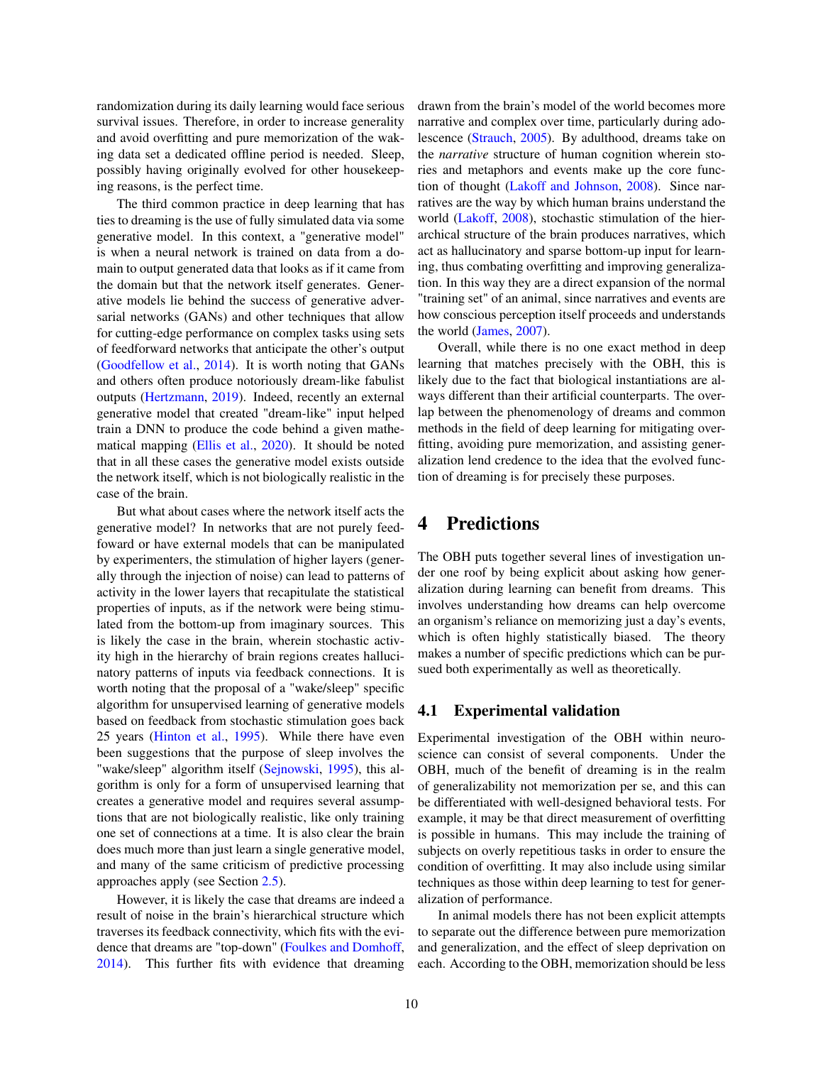randomization during its daily learning would face serious survival issues. Therefore, in order to increase generality and avoid overfitting and pure memorization of the waking data set a dedicated offline period is needed. Sleep, possibly having originally evolved for other housekeeping reasons, is the perfect time.

The third common practice in deep learning that has ties to dreaming is the use of fully simulated data via some generative model. In this context, a "generative model" is when a neural network is trained on data from a domain to output generated data that looks as if it came from the domain but that the network itself generates. Generative models lie behind the success of generative adversarial networks (GANs) and other techniques that allow for cutting-edge performance on complex tasks using sets of feedforward networks that anticipate the other's output (Goodfellow et al., 2014). It is worth noting that GANs and others often produce notoriously dream-like fabulist outputs (Hertzmann, 2019). Indeed, recently an external generative model that created "dream-like" input helped train a DNN to produce the code behind a given mathematical mapping (Ellis et al., 2020). It should be noted that in all these cases the generative model exists outside the network itself, which is not biologically realistic in the case of the brain.

But what about cases where the network itself acts the generative model? In networks that are not purely feedfoward or have external models that can be manipulated by experimenters, the stimulation of higher layers (generally through the injection of noise) can lead to patterns of activity in the lower layers that recapitulate the statistical properties of inputs, as if the network were being stimulated from the bottom-up from imaginary sources. This is likely the case in the brain, wherein stochastic activity high in the hierarchy of brain regions creates hallucinatory patterns of inputs via feedback connections. It is worth noting that the proposal of a "wake/sleep" specific algorithm for unsupervised learning of generative models based on feedback from stochastic stimulation goes back 25 years (Hinton et al., 1995). While there have even been suggestions that the purpose of sleep involves the "wake/sleep" algorithm itself (Sejnowski, 1995), this algorithm is only for a form of unsupervised learning that creates a generative model and requires several assumptions that are not biologically realistic, like only training one set of connections at a time. It is also clear the brain does much more than just learn a single generative model, and many of the same criticism of predictive processing approaches apply (see Section 2.5).

However, it is likely the case that dreams are indeed a result of noise in the brain's hierarchical structure which traverses its feedback connectivity, which fits with the evidence that dreams are "top-down" (Foulkes and Domhoff, 2014). This further fits with evidence that dreaming drawn from the brain's model of the world becomes more narrative and complex over time, particularly during adolescence (Strauch, 2005). By adulthood, dreams take on the *narrative* structure of human cognition wherein stories and metaphors and events make up the core function of thought (Lakoff and Johnson, 2008). Since narratives are the way by which human brains understand the world (Lakoff, 2008), stochastic stimulation of the hierarchical structure of the brain produces narratives, which act as hallucinatory and sparse bottom-up input for learning, thus combating overfitting and improving generalization. In this way they are a direct expansion of the normal "training set" of an animal, since narratives and events are how conscious perception itself proceeds and understands the world (James, 2007).

Overall, while there is no one exact method in deep learning that matches precisely with the OBH, this is likely due to the fact that biological instantiations are always different than their artificial counterparts. The overlap between the phenomenology of dreams and common methods in the field of deep learning for mitigating overfitting, avoiding pure memorization, and assisting generalization lend credence to the idea that the evolved function of dreaming is for precisely these purposes.

# 4 Predictions

The OBH puts together several lines of investigation under one roof by being explicit about asking how generalization during learning can benefit from dreams. This involves understanding how dreams can help overcome an organism's reliance on memorizing just a day's events, which is often highly statistically biased. The theory makes a number of specific predictions which can be pursued both experimentally as well as theoretically.

## 4.1 Experimental validation

Experimental investigation of the OBH within neuroscience can consist of several components. Under the OBH, much of the benefit of dreaming is in the realm of generalizability not memorization per se, and this can be differentiated with well-designed behavioral tests. For example, it may be that direct measurement of overfitting is possible in humans. This may include the training of subjects on overly repetitious tasks in order to ensure the condition of overfitting. It may also include using similar techniques as those within deep learning to test for generalization of performance.

In animal models there has not been explicit attempts to separate out the difference between pure memorization and generalization, and the effect of sleep deprivation on each. According to the OBH, memorization should be less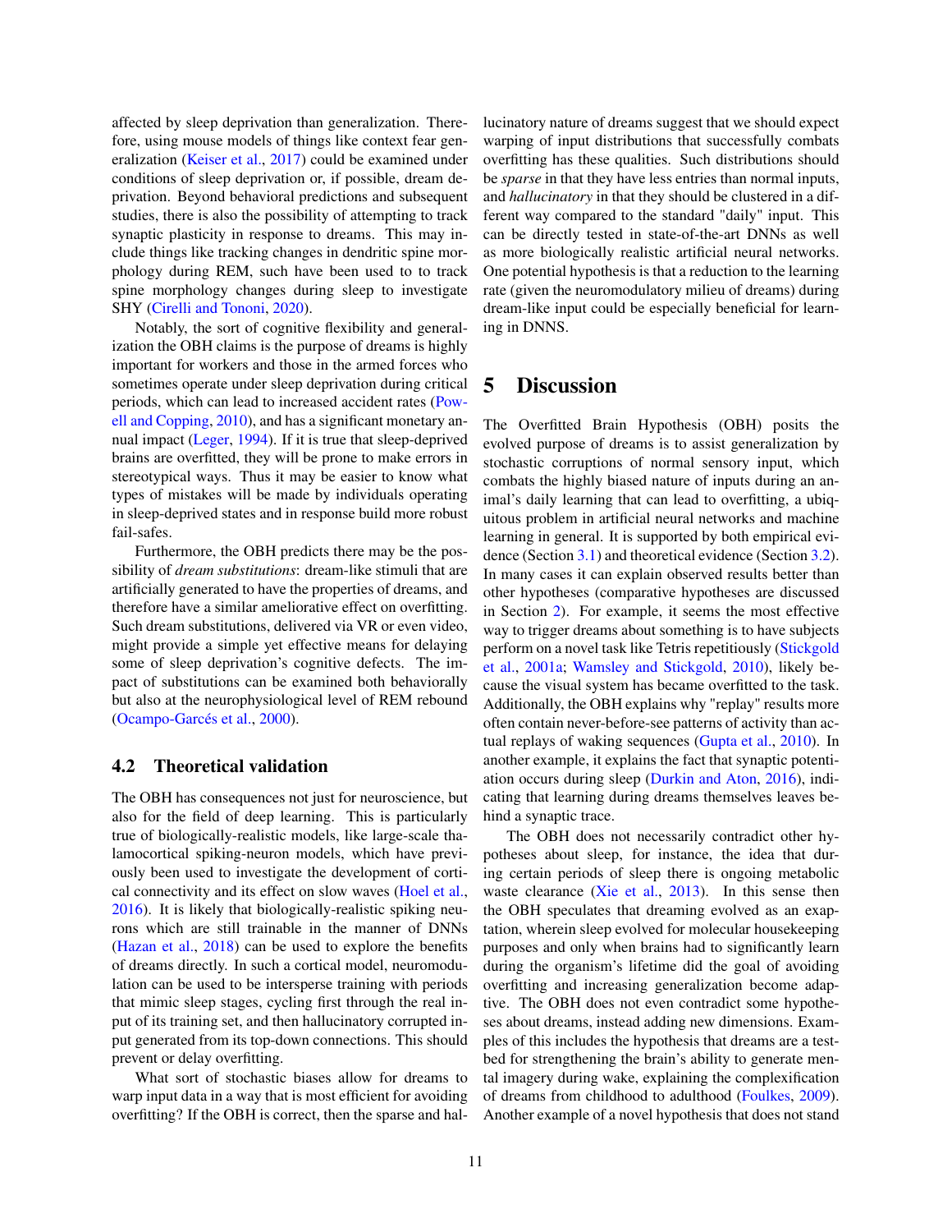affected by sleep deprivation than generalization. Therefore, using mouse models of things like context fear generalization (Keiser et al., 2017) could be examined under conditions of sleep deprivation or, if possible, dream deprivation. Beyond behavioral predictions and subsequent studies, there is also the possibility of attempting to track synaptic plasticity in response to dreams. This may include things like tracking changes in dendritic spine morphology during REM, such have been used to to track spine morphology changes during sleep to investigate SHY (Cirelli and Tononi, 2020).

Notably, the sort of cognitive flexibility and generalization the OBH claims is the purpose of dreams is highly important for workers and those in the armed forces who sometimes operate under sleep deprivation during critical periods, which can lead to increased accident rates (Powell and Copping, 2010), and has a significant monetary annual impact (Leger, 1994). If it is true that sleep-deprived brains are overfitted, they will be prone to make errors in stereotypical ways. Thus it may be easier to know what types of mistakes will be made by individuals operating in sleep-deprived states and in response build more robust fail-safes.

Furthermore, the OBH predicts there may be the possibility of *dream substitutions*: dream-like stimuli that are artificially generated to have the properties of dreams, and therefore have a similar ameliorative effect on overfitting. Such dream substitutions, delivered via VR or even video, might provide a simple yet effective means for delaying some of sleep deprivation's cognitive defects. The impact of substitutions can be examined both behaviorally but also at the neurophysiological level of REM rebound (Ocampo-Garcés et al., 2000).

### 4.2 Theoretical validation

The OBH has consequences not just for neuroscience, but also for the field of deep learning. This is particularly true of biologically-realistic models, like large-scale thalamocortical spiking-neuron models, which have previously been used to investigate the development of cortical connectivity and its effect on slow waves (Hoel et al., 2016). It is likely that biologically-realistic spiking neurons which are still trainable in the manner of DNNs (Hazan et al., 2018) can be used to explore the benefits of dreams directly. In such a cortical model, neuromodulation can be used to be intersperse training with periods that mimic sleep stages, cycling first through the real input of its training set, and then hallucinatory corrupted input generated from its top-down connections. This should prevent or delay overfitting.

What sort of stochastic biases allow for dreams to warp input data in a way that is most efficient for avoiding overfitting? If the OBH is correct, then the sparse and hallucinatory nature of dreams suggest that we should expect warping of input distributions that successfully combats overfitting has these qualities. Such distributions should be *sparse* in that they have less entries than normal inputs, and *hallucinatory* in that they should be clustered in a different way compared to the standard "daily" input. This can be directly tested in state-of-the-art DNNs as well as more biologically realistic artificial neural networks. One potential hypothesis is that a reduction to the learning rate (given the neuromodulatory milieu of dreams) during dream-like input could be especially beneficial for learning in DNNS.

## 5 Discussion

The Overfitted Brain Hypothesis (OBH) posits the evolved purpose of dreams is to assist generalization by stochastic corruptions of normal sensory input, which combats the highly biased nature of inputs during an animal's daily learning that can lead to overfitting, a ubiquitous problem in artificial neural networks and machine learning in general. It is supported by both empirical evidence (Section 3.1) and theoretical evidence (Section 3.2). In many cases it can explain observed results better than other hypotheses (comparative hypotheses are discussed in Section 2). For example, it seems the most effective way to trigger dreams about something is to have subjects perform on a novel task like Tetris repetitiously (Stickgold et al., 2001a; Wamsley and Stickgold, 2010), likely because the visual system has became overfitted to the task. Additionally, the OBH explains why "replay" results more often contain never-before-see patterns of activity than actual replays of waking sequences (Gupta et al., 2010). In another example, it explains the fact that synaptic potentiation occurs during sleep (Durkin and Aton, 2016), indicating that learning during dreams themselves leaves behind a synaptic trace.

The OBH does not necessarily contradict other hypotheses about sleep, for instance, the idea that during certain periods of sleep there is ongoing metabolic waste clearance (Xie et al., 2013). In this sense then the OBH speculates that dreaming evolved as an exaptation, wherein sleep evolved for molecular housekeeping purposes and only when brains had to significantly learn during the organism's lifetime did the goal of avoiding overfitting and increasing generalization become adaptive. The OBH does not even contradict some hypotheses about dreams, instead adding new dimensions. Examples of this includes the hypothesis that dreams are a testbed for strengthening the brain's ability to generate mental imagery during wake, explaining the complexification of dreams from childhood to adulthood (Foulkes, 2009). Another example of a novel hypothesis that does not stand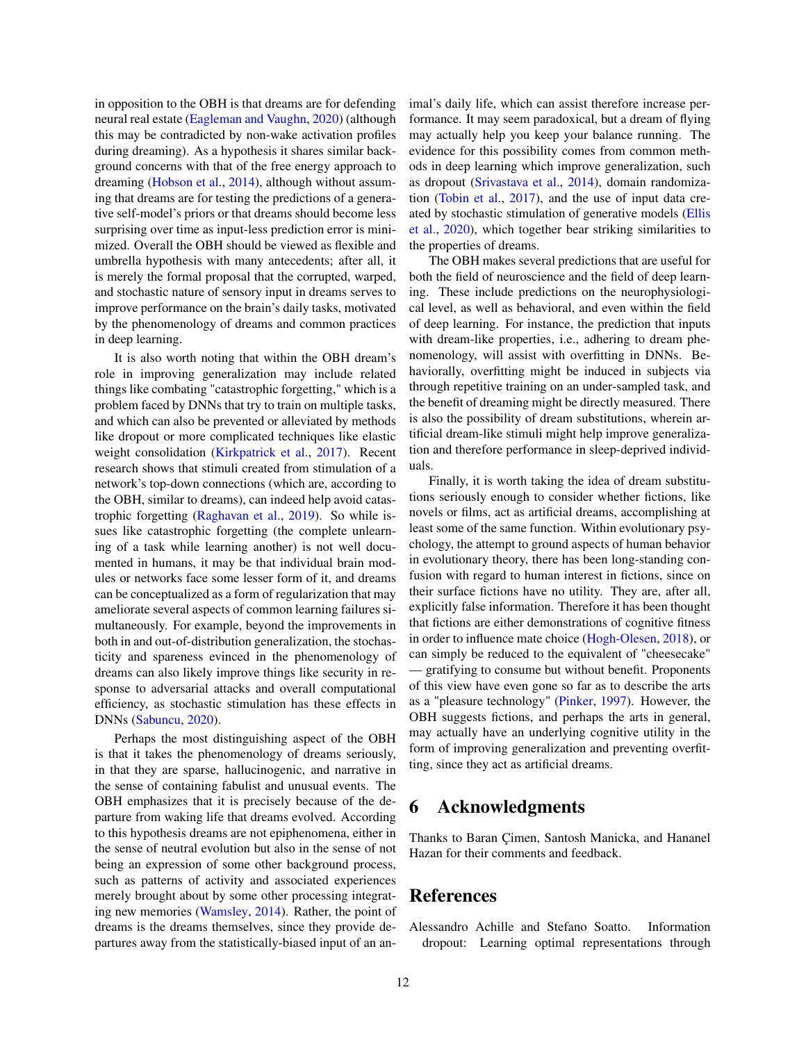in opposition to the OBH is that dreams are for defending neural real estate (Eagleman and Vaughn, 2020) (although this may be contradicted by non-wake activation profiles during dreaming). As a hypothesis it shares similar background concerns with that of the free energy approach to dreaming (Hobson et al., 2014), although without assuming that dreams are for testing the predictions of a generative self-model's priors or that dreams should become less surprising over time as input-less prediction error is minimized. Overall the OBH should be viewed as flexible and umbrella hypothesis with many antecedents; after all, it is merely the formal proposal that the corrupted, warped, and stochastic nature of sensory input in dreams serves to improve performance on the brain's daily tasks, motivated by the phenomenology of dreams and common practices in deep learning.

It is also worth noting that within the OBH dream's role in improving generalization may include related things like combating "catastrophic forgetting," which is a problem faced by DNNs that try to train on multiple tasks, and which can also be prevented or alleviated by methods like dropout or more complicated techniques like elastic weight consolidation (Kirkpatrick et al., 2017). Recent research shows that stimuli created from stimulation of a network's top-down connections (which are, according to the OBH, similar to dreams), can indeed help avoid catastrophic forgetting (Raghavan et al., 2019). So while issues like catastrophic forgetting (the complete unlearning of a task while learning another) is not well documented in humans, it may be that individual brain modules or networks face some lesser form of it, and dreams can be conceptualized as a form of regularization that may ameliorate several aspects of common learning failures simultaneously. For example, beyond the improvements in both in and out-of-distribution generalization, the stochasticity and spareness evinced in the phenomenology of dreams can also likely improve things like security in response to adversarial attacks and overall computational efficiency, as stochastic stimulation has these effects in DNNs (Sabuncu, 2020).

Perhaps the most distinguishing aspect of the OBH is that it takes the phenomenology of dreams seriously, in that they are sparse, hallucinogenic, and narrative in the sense of containing fabulist and unusual events. The OBH emphasizes that it is precisely because of the departure from waking life that dreams evolved. According to this hypothesis dreams are not epiphenomena, either in the sense of neutral evolution but also in the sense of not being an expression of some other background process, such as patterns of activity and associated experiences merely brought about by some other processing integrating new memories (Wamsley, 2014). Rather, the point of dreams is the dreams themselves, since they provide departures away from the statistically-biased input of an animal's daily life, which can assist therefore increase performance. It may seem paradoxical, but a dream of flying may actually help you keep your balance running. The evidence for this possibility comes from common methods in deep learning which improve generalization, such as dropout (Srivastava et al., 2014), domain randomization (Tobin et al., 2017), and the use of input data created by stochastic stimulation of generative models (Ellis et al., 2020), which together bear striking similarities to the properties of dreams.

The OBH makes several predictions that are useful for both the field of neuroscience and the field of deep learning. These include predictions on the neurophysiological level, as well as behavioral, and even within the field of deep learning. For instance, the prediction that inputs with dream-like properties, i.e., adhering to dream phenomenology, will assist with overfitting in DNNs. Behaviorally, overfitting might be induced in subjects via through repetitive training on an under-sampled task, and the benefit of dreaming might be directly measured. There is also the possibility of dream substitutions, wherein artificial dream-like stimuli might help improve generalization and therefore performance in sleep-deprived individuals.

Finally, it is worth taking the idea of dream substitutions seriously enough to consider whether fictions, like novels or films, act as artificial dreams, accomplishing at least some of the same function. Within evolutionary psychology, the attempt to ground aspects of human behavior in evolutionary theory, there has been long-standing confusion with regard to human interest in fictions, since on their surface fictions have no utility. They are, after all, explicitly false information. Therefore it has been thought that fictions are either demonstrations of cognitive fitness in order to influence mate choice (Hogh-Olesen, 2018), or can simply be reduced to the equivalent of "cheesecake" — gratifying to consume but without benefit. Proponents of this view have even gone so far as to describe the arts as a "pleasure technology" (Pinker, 1997). However, the OBH suggests fictions, and perhaps the arts in general, may actually have an underlying cognitive utility in the form of improving generalization and preventing overfitting, since they act as artificial dreams.

# 6 Acknowledgments

Thanks to Baran Çimen, Santosh Manicka, and Hananel Hazan for their comments and feedback.

# References

Alessandro Achille and Stefano Soatto. Information dropout: Learning optimal representations through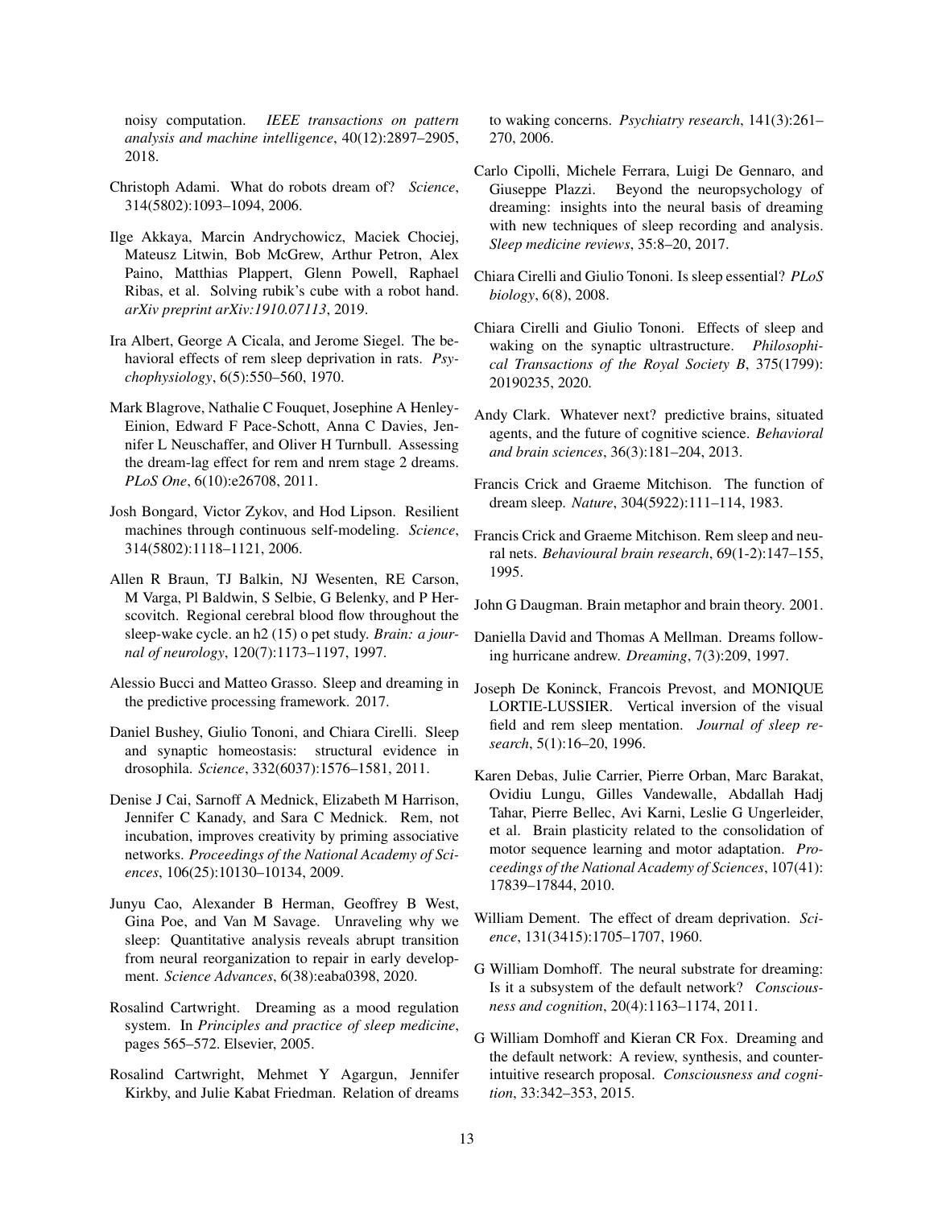noisy computation. *IEEE transactions on pattern analysis and machine intelligence*, 40(12):2897–2905, 2018.

Christoph Adami. What do robots dream of? *Science*, 314(5802):1093–1094, 2006.

Ilge Akkaya, Marcin Andrychowicz, Maciek Chociej, Mateusz Litwin, Bob McGrew, Arthur Petron, Alex Paino, Matthias Plappert, Glenn Powell, Raphael Ribas, et al. Solving rubik's cube with a robot hand. *arXiv preprint arXiv:1910.07113*, 2019.

Ira Albert, George A Cicala, and Jerome Siegel. The behavioral effects of rem sleep deprivation in rats. *Psychophysiology*, 6(5):550–560, 1970.

Mark Blagrove, Nathalie C Fouquet, Josephine A Henley-Einion, Edward F Pace-Schott, Anna C Davies, Jennifer L Neuschaffer, and Oliver H Turnbull. Assessing the dream-lag effect for rem and nrem stage 2 dreams. *PLoS One*, 6(10):e26708, 2011.

Josh Bongard, Victor Zykov, and Hod Lipson. Resilient machines through continuous self-modeling. *Science*, 314(5802):1118–1121, 2006.

Allen R Braun, TJ Balkin, NJ Wesenten, RE Carson, M Varga, Pl Baldwin, S Selbie, G Belenky, and P Herscovitch. Regional cerebral blood flow throughout the sleep-wake cycle. an h2 (15) o pet study. *Brain: a journal of neurology*, 120(7):1173–1197, 1997.

Alessio Bucci and Matteo Grasso. Sleep and dreaming in the predictive processing framework. 2017.

Daniel Bushey, Giulio Tononi, and Chiara Cirelli. Sleep and synaptic homeostasis: structural evidence in drosophila. *Science*, 332(6037):1576–1581, 2011.

Denise J Cai, Sarnoff A Mednick, Elizabeth M Harrison, Jennifer C Kanady, and Sara C Mednick. Rem, not incubation, improves creativity by priming associative networks. *Proceedings of the National Academy of Sciences*, 106(25):10130–10134, 2009.

Junyu Cao, Alexander B Herman, Geoffrey B West, Gina Poe, and Van M Savage. Unraveling why we sleep: Quantitative analysis reveals abrupt transition from neural reorganization to repair in early development. *Science Advances*, 6(38):eaba0398, 2020.

Rosalind Cartwright. Dreaming as a mood regulation system. In *Principles and practice of sleep medicine*, pages 565–572. Elsevier, 2005.

Rosalind Cartwright, Mehmet Y Agargun, Jennifer Kirkby, and Julie Kabat Friedman. Relation of dreams to waking concerns. *Psychiatry research*, 141(3):261–270, 2006.

Carlo Cipolli, Michele Ferrara, Luigi De Gennaro, and Giuseppe Plazzi. Beyond the neuropsychology of dreaming: insights into the neural basis of dreaming with new techniques of sleep recording and analysis. *Sleep medicine reviews*, 35:8–20, 2017.

Chiara Cirelli and Giulio Tononi. Is sleep essential? *PLoS biology*, 6(8), 2008.

Chiara Cirelli and Giulio Tononi. Effects of sleep and waking on the synaptic ultrastructure. *Philosophical Transactions of the Royal Society B*, 375(1799): 20190235, 2020.

Andy Clark. Whatever next? predictive brains, situated agents, and the future of cognitive science. *Behavioral and brain sciences*, 36(3):181–204, 2013.

Francis Crick and Graeme Mitchison. The function of dream sleep. *Nature*, 304(5922):111–114, 1983.

Francis Crick and Graeme Mitchison. Rem sleep and neural nets. *Behavioural brain research*, 69(1-2):147–155, 1995.

John G Daugman. Brain metaphor and brain theory. 2001.

Daniella David and Thomas A Mellman. Dreams following hurricane andrew. *Dreaming*, 7(3):209, 1997.

Joseph De Koninck, Francois Prevost, and MONIQUE LORTIE-LUSSIER. Vertical inversion of the visual field and rem sleep mentation. *Journal of sleep research*, 5(1):16–20, 1996.

Karen Debas, Julie Carrier, Pierre Orban, Marc Barakat, Ovidiu Lungu, Gilles Vandewalle, Abdallah Hadj Tahar, Pierre Bellec, Avi Karni, Leslie G Ungerleider, et al. Brain plasticity related to the consolidation of motor sequence learning and motor adaptation. *Proceedings of the National Academy of Sciences*, 107(41): 17839–17844, 2010.

William Dement. The effect of dream deprivation. *Science*, 131(3415):1705–1707, 1960.

G William Domhoff. The neural substrate for dreaming: Is it a subsystem of the default network? *Consciousness and cognition*, 20(4):1163–1174, 2011.

G William Domhoff and Kieran CR Fox. Dreaming and the default network: A review, synthesis, and counterintuitive research proposal. *Consciousness and cognition*, 33:342–353, 2015.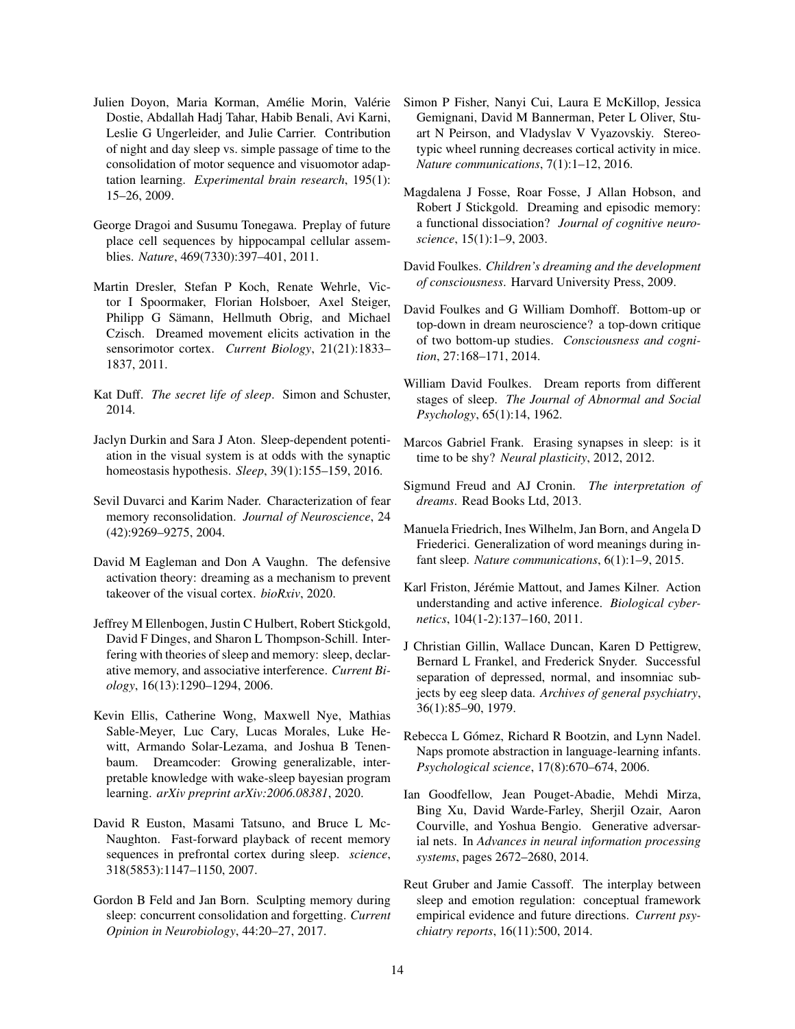Julien Doyon, Maria Korman, Amélie Morin, Valérie Dostie, Abdallah Hadj Tahar, Habib Benali, Avi Karni, Leslie G Ungerleider, and Julie Carrier. Contribution of night and day sleep vs. simple passage of time to the consolidation of motor sequence and visuomotor adaptation learning. *Experimental brain research*, 195(1): 15–26, 2009.

George Dragoi and Susumu Tonegawa. Preplay of future place cell sequences by hippocampal cellular assemblies. *Nature*, 469(7330):397–401, 2011.

Martin Dresler, Stefan P Koch, Renate Wehrle, Victor I Spoormaker, Florian Holsboer, Axel Steiger, Philipp G Sämann, Hellmuth Obrig, and Michael Czisch. Dreamed movement elicits activation in the sensorimotor cortex. *Current Biology*, 21(21):1833–1837, 2011.

Kat Duff. *The secret life of sleep*. Simon and Schuster, 2014.

Jaclyn Durkin and Sara J Aton. Sleep-dependent potentiation in the visual system is at odds with the synaptic homeostasis hypothesis. *Sleep*, 39(1):155–159, 2016.

Sevil Duvarci and Karim Nader. Characterization of fear memory reconsolidation. *Journal of Neuroscience*, 24 (42):9269–9275, 2004.

David M Eagleman and Don A Vaughn. The defensive activation theory: dreaming as a mechanism to prevent takeover of the visual cortex. *bioRxiv*, 2020.

Jeffrey M Ellenbogen, Justin C Hulbert, Robert Stickgold, David F Dinges, and Sharon L Thompson-Schill. Interfering with theories of sleep and memory: sleep, declarative memory, and associative interference. *Current Biology*, 16(13):1290–1294, 2006.

Kevin Ellis, Catherine Wong, Maxwell Nye, Mathias Sable-Meyer, Luc Cary, Lucas Morales, Luke Hewitt, Armando Solar-Lezama, and Joshua B Tenenbaum. Dreamcoder: Growing generalizable, interpretable knowledge with wake-sleep bayesian program learning. *arXiv preprint arXiv:2006.08381*, 2020.

David R Euston, Masami Tatsuno, and Bruce L McNaughton. Fast-forward playback of recent memory sequences in prefrontal cortex during sleep. *science*, 318(5853):1147–1150, 2007.

Gordon B Feld and Jan Born. Sculpting memory during sleep: concurrent consolidation and forgetting. *Current Opinion in Neurobiology*, 44:20–27, 2017.

Simon P Fisher, Nanyi Cui, Laura E McKillop, Jessica Gemignani, David M Bannerman, Peter L Oliver, Stuart N Peirson, and Vladyslav V Vyazovskiy. Stereotypic wheel running decreases cortical activity in mice. *Nature communications*, 7(1):1–12, 2016.

Magdalena J Fosse, Roar Fosse, J Allan Hobson, and Robert J Stickgold. Dreaming and episodic memory: a functional dissociation? *Journal of cognitive neuroscience*, 15(1):1–9, 2003.

David Foulkes. *Children's dreaming and the development of consciousness*. Harvard University Press, 2009.

David Foulkes and G William Domhoff. Bottom-up or top-down in dream neuroscience? a top-down critique of two bottom-up studies. *Consciousness and cognition*, 27:168–171, 2014.

William David Foulkes. Dream reports from different stages of sleep. *The Journal of Abnormal and Social Psychology*, 65(1):14, 1962.

Marcos Gabriel Frank. Erasing synapses in sleep: is it time to be shy? *Neural plasticity*, 2012, 2012.

Sigmund Freud and AJ Cronin. *The interpretation of dreams*. Read Books Ltd, 2013.

Manuela Friedrich, Ines Wilhelm, Jan Born, and Angela D Friederici. Generalization of word meanings during infant sleep. *Nature communications*, 6(1):1–9, 2015.

Karl Friston, Jérémie Mattout, and James Kilner. Action understanding and active inference. *Biological cybernetics*, 104(1-2):137–160, 2011.

J Christian Gillin, Wallace Duncan, Karen D Pettigrew, Bernard L Frankel, and Frederick Snyder. Successful separation of depressed, normal, and insomniac subjects by eeg sleep data. *Archives of general psychiatry*, 36(1):85–90, 1979.

Rebecca L Gómez, Richard R Bootzin, and Lynn Nadel. Naps promote abstraction in language-learning infants. *Psychological science*, 17(8):670–674, 2006.

Ian Goodfellow, Jean Pouget-Abadie, Mehdi Mirza, Bing Xu, David Warde-Farley, Sherjil Ozair, Aaron Courville, and Yoshua Bengio. Generative adversarial nets. In *Advances in neural information processing systems*, pages 2672–2680, 2014.

Reut Gruber and Jamie Cassoff. The interplay between sleep and emotion regulation: conceptual framework empirical evidence and future directions. *Current psychiatry reports*, 16(11):500, 2014.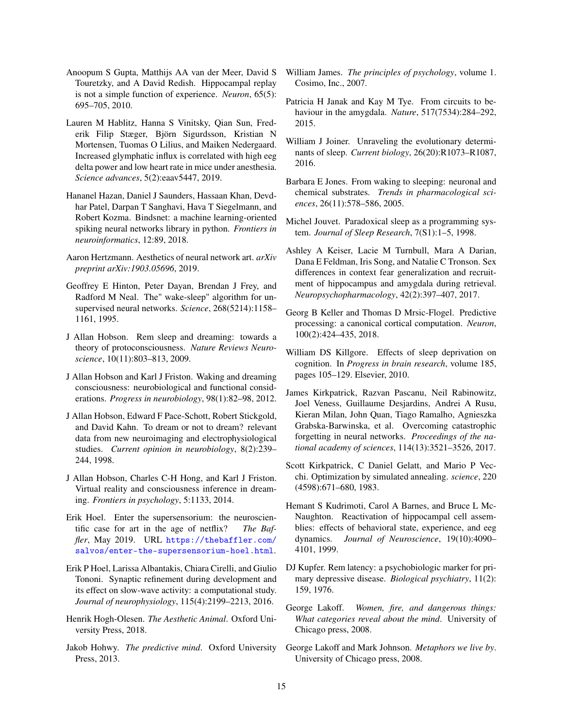Anoopum S Gupta, Matthijs AA van der Meer, David S Touretzky, and A David Redish. Hippocampal replay is not a simple function of experience. *Neuron*, 65(5): 695–705, 2010.

Lauren M Hablitz, Hanna S Vinitsky, Qian Sun, Frederik Filip Stæger, Björn Sigurdsson, Kristian N Mortensen, Tuomas O Lilius, and Maiken Nedergaard. Increased glymphatic influx is correlated with high eeg delta power and low heart rate in mice under anesthesia. *Science advances*, 5(2):eaav5447, 2019.

Hananel Hazan, Daniel J Saunders, Hassaan Khan, Devdhar Patel, Darpan T Sanghavi, Hava T Siegelmann, and Robert Kozma. Bindsnet: a machine learning-oriented spiking neural networks library in python. *Frontiers in neuroinformatics*, 12:89, 2018.

Aaron Hertzmann. Aesthetics of neural network art. *arXiv preprint arXiv:1903.05696*, 2019.

Geoffrey E Hinton, Peter Dayan, Brendan J Frey, and Radford M Neal. The" wake-sleep" algorithm for unsupervised neural networks. *Science*, 268(5214):1158–1161, 1995.

J Allan Hobson. Rem sleep and dreaming: towards a theory of protoconsciousness. *Nature Reviews Neuroscience*, 10(11):803–813, 2009.

J Allan Hobson and Karl J Friston. Waking and dreaming consciousness: neurobiological and functional considerations. *Progress in neurobiology*, 98(1):82–98, 2012.

J Allan Hobson, Edward F Pace-Schott, Robert Stickgold, and David Kahn. To dream or not to dream? relevant data from new neuroimaging and electrophysiological studies. *Current opinion in neurobiology*, 8(2):239–244, 1998.

J Allan Hobson, Charles C-H Hong, and Karl J Friston. Virtual reality and consciousness inference in dreaming. *Frontiers in psychology*, 5:1133, 2014.

Erik Hoel. Enter the supersensorium: the neuroscientific case for art in the age of netflix? *The Baffler*, May 2019. URL https://thebaffler.com/salvos/enter-the-supersensorium-hoel.html.

Erik P Hoel, Larissa Albantakis, Chiara Cirelli, and Giulio Tononi. Synaptic refinement during development and its effect on slow-wave activity: a computational study. *Journal of neurophysiology*, 115(4):2199–2213, 2016.

Henrik Hogh-Olesen. *The Aesthetic Animal*. Oxford University Press, 2018.

Jakob Hohwy. *The predictive mind*. Oxford University Press, 2013.

William James. *The principles of psychology*, volume 1. Cosimo, Inc., 2007.

Patricia H Janak and Kay M Tye. From circuits to behaviour in the amygdala. *Nature*, 517(7534):284–292, 2015.

William J Joiner. Unraveling the evolutionary determinants of sleep. *Current biology*, 26(20):R1073–R1087, 2016.

Barbara E Jones. From waking to sleeping: neuronal and chemical substrates. *Trends in pharmacological sciences*, 26(11):578–586, 2005.

Michel Jouvet. Paradoxical sleep as a programming system. *Journal of Sleep Research*, 7(S1):1–5, 1998.

Ashley A Keiser, Lacie M Turnbull, Mara A Darian, Dana E Feldman, Iris Song, and Natalie C Tronson. Sex differences in context fear generalization and recruitment of hippocampus and amygdala during retrieval. *Neuropsychopharmacology*, 42(2):397–407, 2017.

Georg B Keller and Thomas D Mrsic-Flogel. Predictive processing: a canonical cortical computation. *Neuron*, 100(2):424–435, 2018.

William DS Killgore. Effects of sleep deprivation on cognition. In *Progress in brain research*, volume 185, pages 105–129. Elsevier, 2010.

James Kirkpatrick, Razvan Pascanu, Neil Rabinowitz, Joel Veness, Guillaume Desjardins, Andrei A Rusu, Kieran Milan, John Quan, Tiago Ramalho, Agnieszka Grabska-Barwinska, et al. Overcoming catastrophic forgetting in neural networks. *Proceedings of the national academy of sciences*, 114(13):3521–3526, 2017.

Scott Kirkpatrick, C Daniel Gelatt, and Mario P Vecchi. Optimization by simulated annealing. *science*, 220 (4598):671–680, 1983.

Hemant S Kudrimoti, Carol A Barnes, and Bruce L McNaughton. Reactivation of hippocampal cell assemblies: effects of behavioral state, experience, and eeg dynamics. *Journal of Neuroscience*, 19(10):4090–4101, 1999.

DJ Kupfer. Rem latency: a psychobiologic marker for primary depressive disease. *Biological psychiatry*, 11(2): 159, 1976.

George Lakoff. *Women, fire, and dangerous things: What categories reveal about the mind*. University of Chicago press, 2008.

George Lakoff and Mark Johnson. *Metaphors we live by*. University of Chicago press, 2008.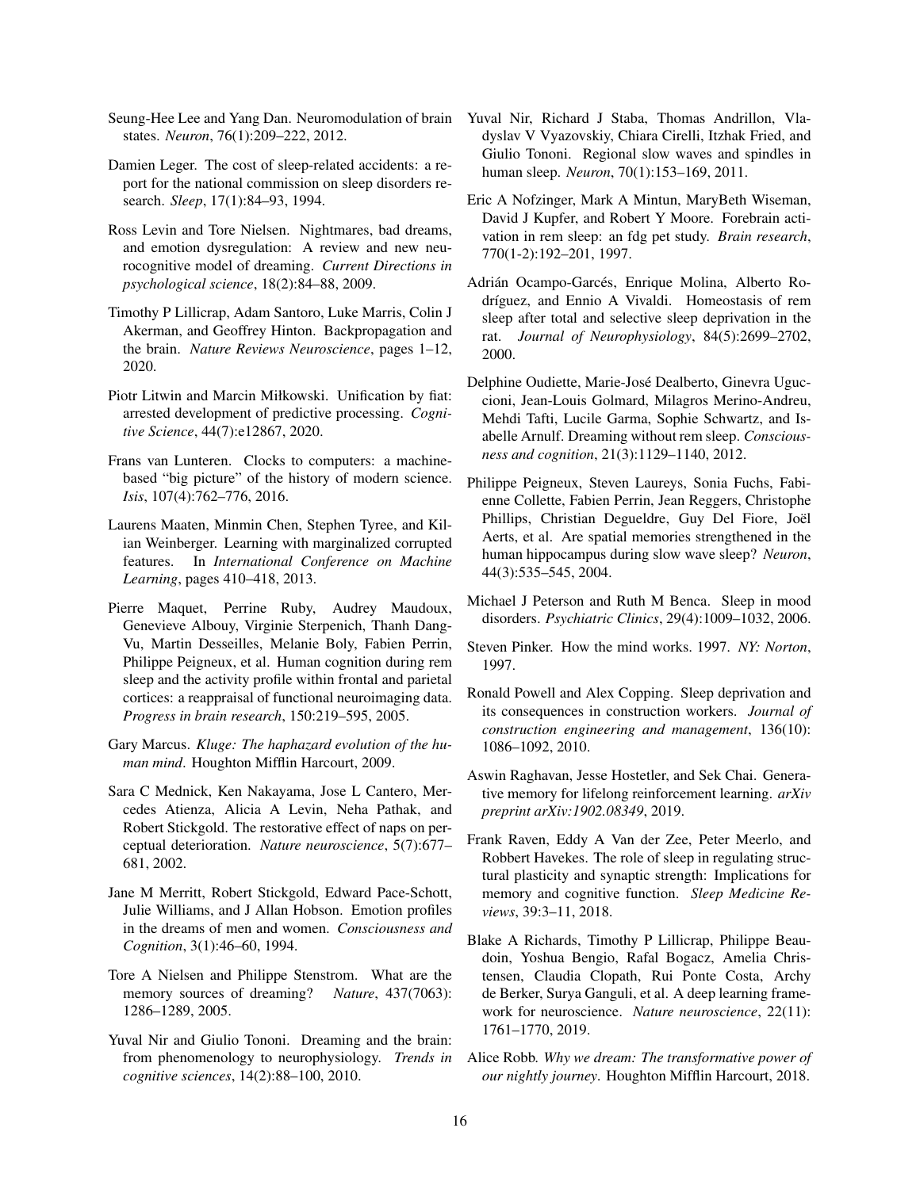Seung-Hee Lee and Yang Dan. Neuromodulation of brain states. *Neuron*, 76(1):209–222, 2012.

Damien Leger. The cost of sleep-related accidents: a report for the national commission on sleep disorders research. *Sleep*, 17(1):84–93, 1994.

Ross Levin and Tore Nielsen. Nightmares, bad dreams, and emotion dysregulation: A review and new neurocognitive model of dreaming. *Current Directions in psychological science*, 18(2):84–88, 2009.

Timothy P Lillicrap, Adam Santoro, Luke Marris, Colin J Akerman, and Geoffrey Hinton. Backpropagation and the brain. *Nature Reviews Neuroscience*, pages 1–12, 2020.

Piotr Litwin and Marcin Miłkowski. Unification by fiat: arrested development of predictive processing. *Cognitive Science*, 44(7):e12867, 2020.

Frans van Lunteren. Clocks to computers: a machine-based "big picture" of the history of modern science. *Isis*, 107(4):762–776, 2016.

Laurens Maaten, Minmin Chen, Stephen Tyree, and Kilian Weinberger. Learning with marginalized corrupted features. In *International Conference on Machine Learning*, pages 410–418, 2013.

Pierre Maquet, Perrine Ruby, Audrey Maudoux, Genevieve Albouy, Virginie Sterpenich, Thanh Dang-Vu, Martin Desseilles, Melanie Boly, Fabien Perrin, Philippe Peigneux, et al. Human cognition during rem sleep and the activity profile within frontal and parietal cortices: a reappraisal of functional neuroimaging data. *Progress in brain research*, 150:219–595, 2005.

Gary Marcus. *Kluge: The haphazard evolution of the human mind*. Houghton Mifflin Harcourt, 2009.

Sara C Mednick, Ken Nakayama, Jose L Cantero, Mercedes Atienza, Alicia A Levin, Neha Pathak, and Robert Stickgold. The restorative effect of naps on perceptual deterioration. *Nature neuroscience*, 5(7):677–681, 2002.

Jane M Merritt, Robert Stickgold, Edward Pace-Schott, Julie Williams, and J Allan Hobson. Emotion profiles in the dreams of men and women. *Consciousness and Cognition*, 3(1):46–60, 1994.

Tore A Nielsen and Philippe Stenstrom. What are the memory sources of dreaming? *Nature*, 437(7063): 1286–1289, 2005.

Yuval Nir and Giulio Tononi. Dreaming and the brain: from phenomenology to neurophysiology. *Trends in cognitive sciences*, 14(2):88–100, 2010.

Yuval Nir, Richard J Staba, Thomas Andrillon, Vladyslav V Vyazovskiy, Chiara Cirelli, Itzhak Fried, and Giulio Tononi. Regional slow waves and spindles in human sleep. *Neuron*, 70(1):153–169, 2011.

Eric A Nofzinger, Mark A Mintun, MaryBeth Wiseman, David J Kupfer, and Robert Y Moore. Forebrain activation in rem sleep: an fdg pet study. *Brain research*, 770(1-2):192–201, 1997.

Adrián Ocampo-Garcés, Enrique Molina, Alberto Rodríguez, and Ennio A Vivaldi. Homeostasis of rem sleep after total and selective sleep deprivation in the rat. *Journal of Neurophysiology*, 84(5):2699–2702, 2000.

Delphine Oudiette, Marie-José Dealberto, Ginevra Uguccioni, Jean-Louis Golmard, Milagros Merino-Andreu, Mehdi Tafti, Lucile Garma, Sophie Schwartz, and Isabelle Arnulf. Dreaming without rem sleep. *Consciousness and cognition*, 21(3):1129–1140, 2012.

Philippe Peigneux, Steven Laureys, Sonia Fuchs, Fabienne Collette, Fabien Perrin, Jean Reggers, Christophe Phillips, Christian Degueldre, Guy Del Fiore, Joël Aerts, et al. Are spatial memories strengthened in the human hippocampus during slow wave sleep? *Neuron*, 44(3):535–545, 2004.

Michael J Peterson and Ruth M Benca. Sleep in mood disorders. *Psychiatric Clinics*, 29(4):1009–1032, 2006.

Steven Pinker. How the mind works. 1997. *NY: Norton*, 1997.

Ronald Powell and Alex Copping. Sleep deprivation and its consequences in construction workers. *Journal of construction engineering and management*, 136(10): 1086–1092, 2010.

Aswin Raghavan, Jesse Hostetler, and Sek Chai. Generative memory for lifelong reinforcement learning. *arXiv preprint arXiv:1902.08349*, 2019.

Frank Raven, Eddy A Van der Zee, Peter Meerlo, and Robbert Havekes. The role of sleep in regulating structural plasticity and synaptic strength: Implications for memory and cognitive function. *Sleep Medicine Reviews*, 39:3–11, 2018.

Blake A Richards, Timothy P Lillicrap, Philippe Beaudoin, Yoshua Bengio, Rafal Bogacz, Amelia Christensen, Claudia Clopath, Rui Ponte Costa, Archy de Berker, Surya Ganguli, et al. A deep learning framework for neuroscience. *Nature neuroscience*, 22(11): 1761–1770, 2019.

Alice Robb. *Why we dream: The transformative power of our nightly journey*. Houghton Mifflin Harcourt, 2018.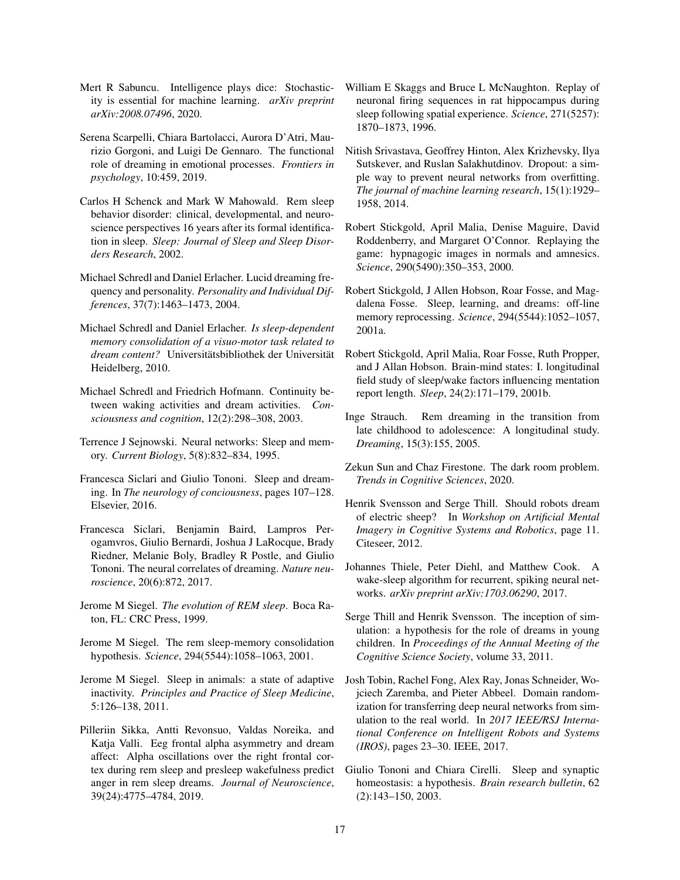Mert R Sabuncu. Intelligence plays dice: Stochasticity is essential for machine learning. *arXiv preprint arXiv:2008.07496*, 2020.

Serena Scarpelli, Chiara Bartolacci, Aurora D'Atri, Maurizio Gorgoni, and Luigi De Gennaro. The functional role of dreaming in emotional processes. *Frontiers in psychology*, 10:459, 2019.

Carlos H Schenck and Mark W Mahowald. Rem sleep behavior disorder: clinical, developmental, and neuroscience perspectives 16 years after its formal identification in sleep. *Sleep: Journal of Sleep and Sleep Disorders Research*, 2002.

Michael Schredl and Daniel Erlacher. Lucid dreaming frequency and personality. *Personality and Individual Differences*, 37(7):1463–1473, 2004.

Michael Schredl and Daniel Erlacher. *Is sleep-dependent memory consolidation of a visuo-motor task related to dream content?* Universitätsbibliothek der Universität Heidelberg, 2010.

Michael Schredl and Friedrich Hofmann. Continuity between waking activities and dream activities. *Consciousness and cognition*, 12(2):298–308, 2003.

Terrence J Sejnowski. Neural networks: Sleep and memory. *Current Biology*, 5(8):832–834, 1995.

Francesca Siclari and Giulio Tononi. Sleep and dreaming. In *The neurology of conciousness*, pages 107–128. Elsevier, 2016.

Francesca Siclari, Benjamin Baird, Lampros Perogamvros, Giulio Bernardi, Joshua J LaRocque, Brady Riedner, Melanie Boly, Bradley R Postle, and Giulio Tononi. The neural correlates of dreaming. *Nature neuroscience*, 20(6):872, 2017.

Jerome M Siegel. *The evolution of REM sleep*. Boca Raton, FL: CRC Press, 1999.

Jerome M Siegel. The rem sleep-memory consolidation hypothesis. *Science*, 294(5544):1058–1063, 2001.

Jerome M Siegel. Sleep in animals: a state of adaptive inactivity. *Principles and Practice of Sleep Medicine*, 5:126–138, 2011.

Pilleriin Sikka, Antti Revonsuo, Valdas Noreika, and Katja Valli. Eeg frontal alpha asymmetry and dream affect: Alpha oscillations over the right frontal cortex during rem sleep and presleep wakefulness predict anger in rem sleep dreams. *Journal of Neuroscience*, 39(24):4775–4784, 2019.

William E Skaggs and Bruce L McNaughton. Replay of neuronal firing sequences in rat hippocampus during sleep following spatial experience. *Science*, 271(5257): 1870–1873, 1996.

Nitish Srivastava, Geoffrey Hinton, Alex Krizhevsky, Ilya Sutskever, and Ruslan Salakhutdinov. Dropout: a simple way to prevent neural networks from overfitting. *The journal of machine learning research*, 15(1):1929–1958, 2014.

Robert Stickgold, April Malia, Denise Maguire, David Roddenberry, and Margaret O'Connor. Replaying the game: hypnagogic images in normals and amnesics. *Science*, 290(5490):350–353, 2000.

Robert Stickgold, J Allen Hobson, Roar Fosse, and Magdalena Fosse. Sleep, learning, and dreams: off-line memory reprocessing. *Science*, 294(5544):1052–1057, 2001a.

Robert Stickgold, April Malia, Roar Fosse, Ruth Propper, and J Allan Hobson. Brain-mind states: I. longitudinal field study of sleep/wake factors influencing mentation report length. *Sleep*, 24(2):171–179, 2001b.

Inge Strauch. Rem dreaming in the transition from late childhood to adolescence: A longitudinal study. *Dreaming*, 15(3):155, 2005.

Zekun Sun and Chaz Firestone. The dark room problem. *Trends in Cognitive Sciences*, 2020.

Henrik Svensson and Serge Thill. Should robots dream of electric sheep? In *Workshop on Artificial Mental Imagery in Cognitive Systems and Robotics*, page 11. Citeseer, 2012.

Johannes Thiele, Peter Diehl, and Matthew Cook. A wake-sleep algorithm for recurrent, spiking neural networks. *arXiv preprint arXiv:1703.06290*, 2017.

Serge Thill and Henrik Svensson. The inception of simulation: a hypothesis for the role of dreams in young children. In *Proceedings of the Annual Meeting of the Cognitive Science Society*, volume 33, 2011.

Josh Tobin, Rachel Fong, Alex Ray, Jonas Schneider, Wojciech Zaremba, and Pieter Abbeel. Domain randomization for transferring deep neural networks from simulation to the real world. In *2017 IEEE/RSJ International Conference on Intelligent Robots and Systems (IROS)*, pages 23–30. IEEE, 2017.

Giulio Tononi and Chiara Cirelli. Sleep and synaptic homeostasis: a hypothesis. *Brain research bulletin*, 62 (2):143–150, 2003.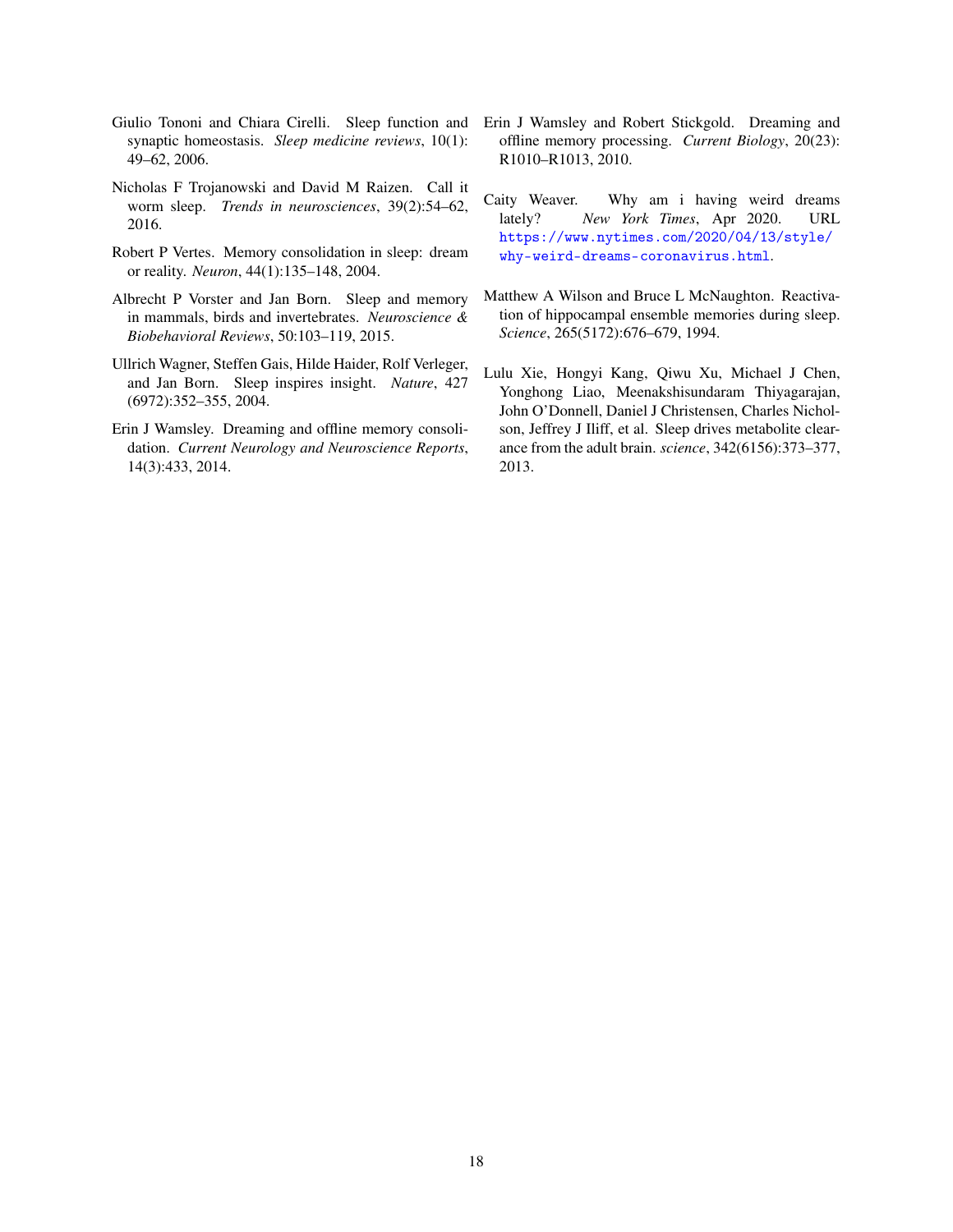Giulio Tononi and Chiara Cirelli. Sleep function and synaptic homeostasis. *Sleep medicine reviews*, 10(1): 49–62, 2006.

Nicholas F Trojanowski and David M Raizen. Call it worm sleep. *Trends in neurosciences*, 39(2):54–62, 2016.

Robert P Vertes. Memory consolidation in sleep: dream or reality. *Neuron*, 44(1):135–148, 2004.

Albrecht P Vorster and Jan Born. Sleep and memory in mammals, birds and invertebrates. *Neuroscience & Biobehavioral Reviews*, 50:103–119, 2015.

Ullrich Wagner, Steffen Gais, Hilde Haider, Rolf Verleger, and Jan Born. Sleep inspires insight. *Nature*, 427 (6972):352–355, 2004.

Erin J Wamsley. Dreaming and offline memory consolidation. *Current Neurology and Neuroscience Reports*, 14(3):433, 2014.

Erin J Wamsley and Robert Stickgold. Dreaming and offline memory processing. *Current Biology*, 20(23): R1010–R1013, 2010.

Caity Weaver. Why am i having weird dreams lately? *New York Times*, Apr 2020. URL https://www.nytimes.com/2020/04/13/style/why-weird-dreams-coronavirus.html.

Matthew A Wilson and Bruce L McNaughton. Reactivation of hippocampal ensemble memories during sleep. *Science*, 265(5172):676–679, 1994.

Lulu Xie, Hongyi Kang, Qiwu Xu, Michael J Chen, Yonghong Liao, Meenakshisundaram Thiyagarajan, John O'Donnell, Daniel J Christensen, Charles Nicholson, Jeffrey J Iliff, et al. Sleep drives metabolite clearance from the adult brain. *science*, 342(6156):373–377, 2013.